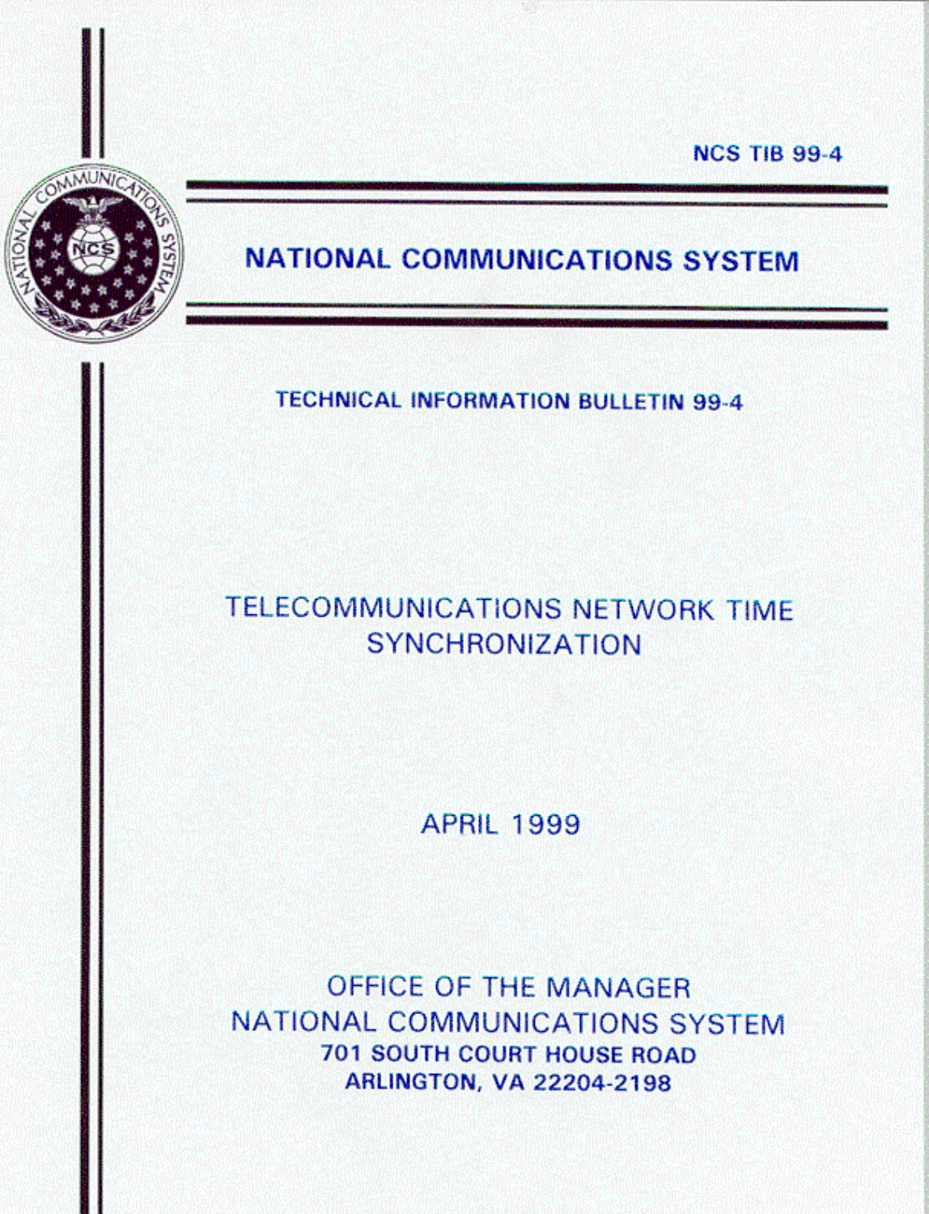NCS TIB 99-4

# NATIONAL COMMUNICATIONS SYSTEM

## TECHNICAL INFORMATION BULLETIN 99-4

# TELECOMMUNICATIONS NETWORK TIME SYNCHRONIZATION

APRIL 1999

OFFICE OF THE MANAGER
NATIONAL COMMUNICATIONS SYSTEM
**701 SOUTH COURT HOUSE ROAD**
**ARLINGTON, VA 22204-2198**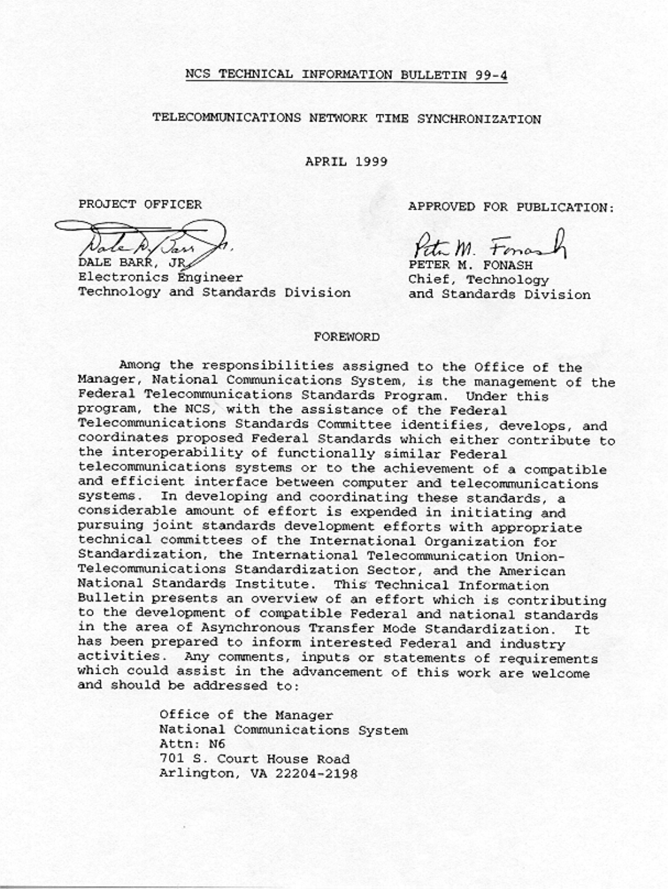# NCS TECHNICAL INFORMATION BULLETIN 99-4

## TELECOMMUNICATIONS NETWORK TIME SYNCHRONIZATION

APRIL 1999

PROJECT OFFICER

DALE BARR, JR.
Electronics Engineer
Technology and Standards Division

APPROVED FOR PUBLICATION:

PETER M. FONASH
Chief, Technology
and Standards Division

## FOREWORD

Among the responsibilities assigned to the Office of the Manager, National Communications System, is the management of the Federal Telecommunications Standards Program. Under this program, the NCS, with the assistance of the Federal Telecommunications Standards Committee identifies, develops, and coordinates proposed Federal Standards which either contribute to the interoperability of functionally similar Federal telecommunications systems or to the achievement of a compatible and efficient interface between computer and telecommunications systems. In developing and coordinating these standards, a considerable amount of effort is expended in initiating and pursuing joint standards development efforts with appropriate technical committees of the International Organization for Standardization, the International Telecommunication Union-Telecommunications Standardization Sector, and the American National Standards Institute. This Technical Information Bulletin presents an overview of an effort which is contributing to the development of compatible Federal and national standards in the area of Asynchronous Transfer Mode Standardization. It has been prepared to inform interested Federal and industry activities. Any comments, inputs or statements of requirements which could assist in the advancement of this work are welcome and should be addressed to:

Office of the Manager
National Communications System
Attn: N6
701 S. Court House Road
Arlington, VA 22204-2198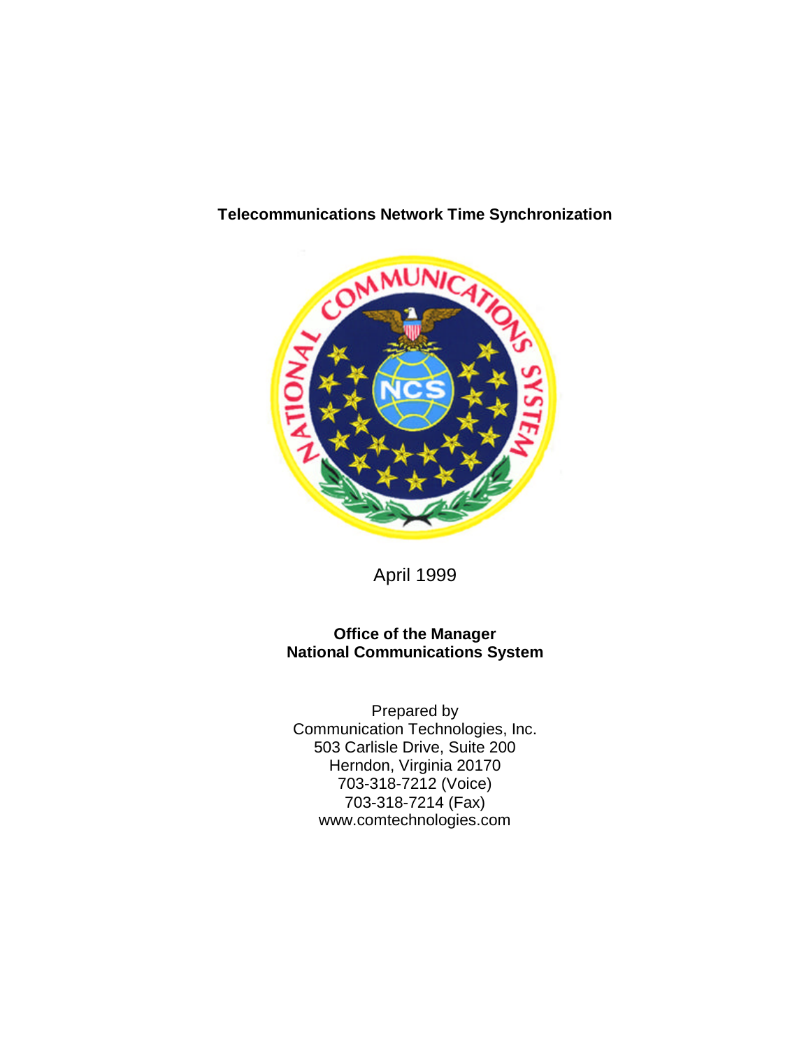**Telecommunications Network Time Synchronization**

April 1999

**Office of the Manager**
**National Communications System**

Prepared by
Communication Technologies, Inc.
503 Carlisle Drive, Suite 200
Herndon, Virginia 20170
703-318-7212 (Voice)
703-318-7214 (Fax)
www.comtechnologies.com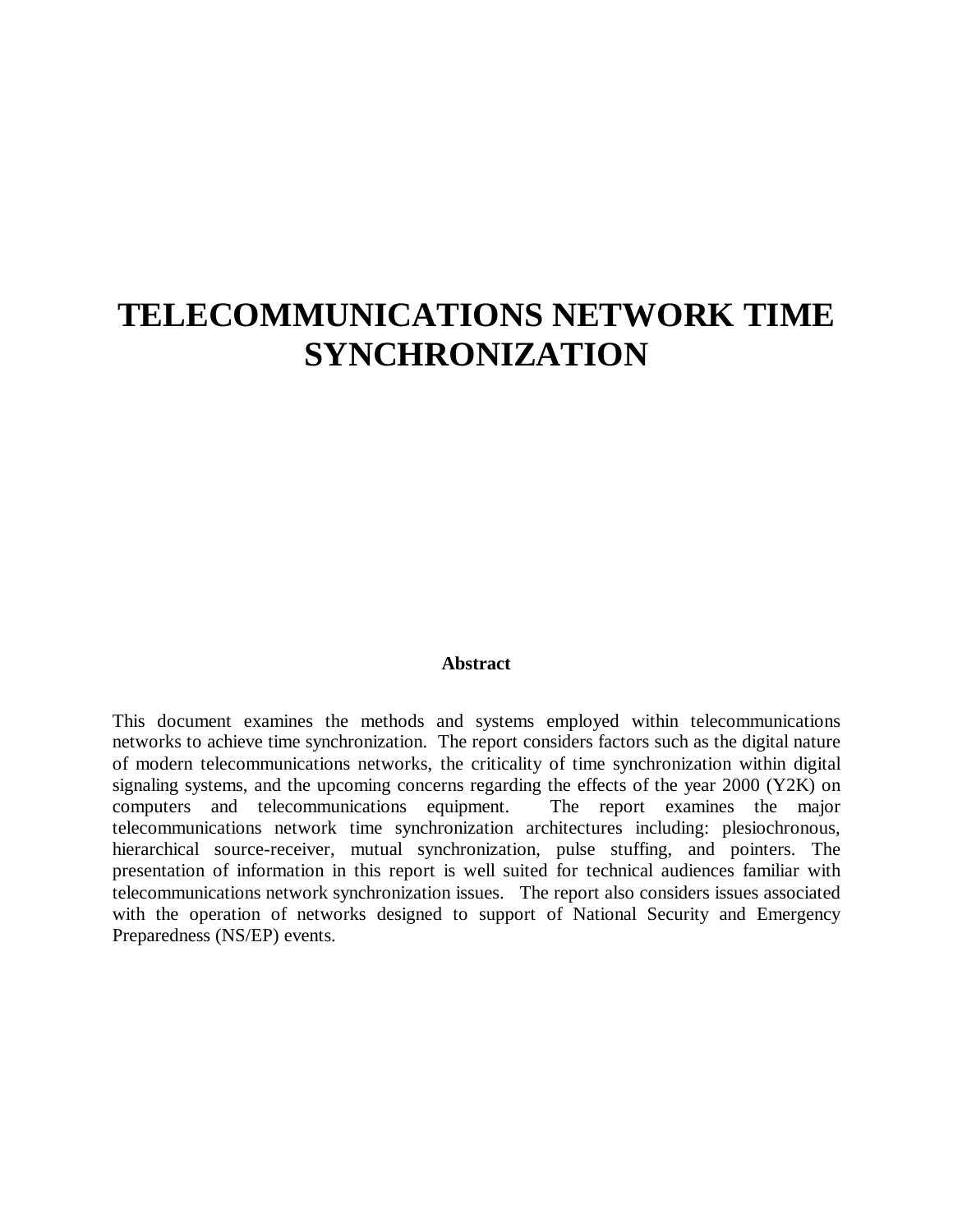# TELECOMMUNICATIONS NETWORK TIME SYNCHRONIZATION

**Abstract**

This document examines the methods and systems employed within telecommunications networks to achieve time synchronization. The report considers factors such as the digital nature of modern telecommunications networks, the criticality of time synchronization within digital signaling systems, and the upcoming concerns regarding the effects of the year 2000 (Y2K) on computers and telecommunications equipment. The report examines the major telecommunications network time synchronization architectures including: plesiochronous, hierarchical source-receiver, mutual synchronization, pulse stuffing, and pointers. The presentation of information in this report is well suited for technical audiences familiar with telecommunications network synchronization issues. The report also considers issues associated with the operation of networks designed to support of National Security and Emergency Preparedness (NS/EP) events.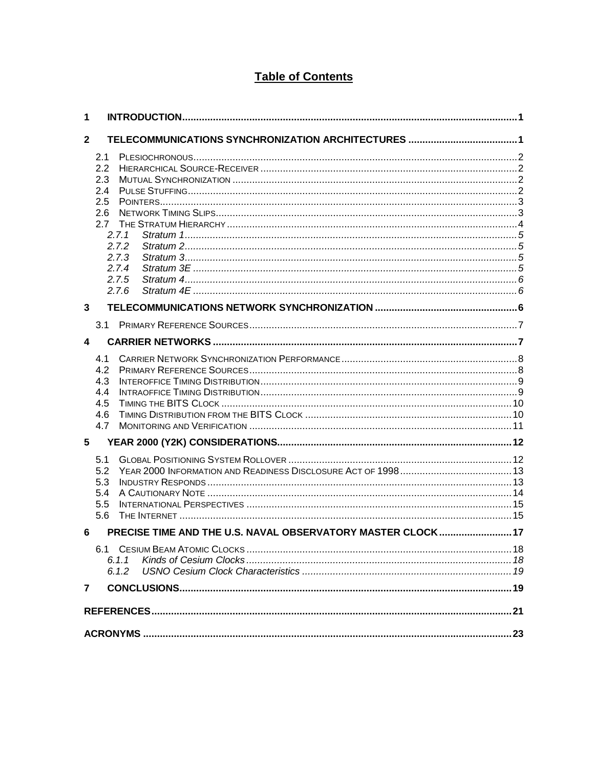# Table of Contents

**1 INTRODUCTION** ..... **1**

**2 TELECOMMUNICATIONS SYNCHRONIZATION ARCHITECTURES** ..... **1**

- 2.1 PLESIOCHRONOUS ..... 2
- 2.2 HIERARCHICAL SOURCE-RECEIVER ..... 2
- 2.3 MUTUAL SYNCHRONIZATION ..... 2
- 2.4 PULSE STUFFING ..... 2
- 2.5 POINTERS ..... 3
- 2.6 NETWORK TIMING SLIPS ..... 3
- 2.7 THE STRATUM HIERARCHY ..... 4
  - *2.7.1 Stratum 1* ..... *5*
  - *2.7.2 Stratum 2* ..... *5*
  - *2.7.3 Stratum 3* ..... *5*
  - *2.7.4 Stratum 3E* ..... *5*
  - *2.7.5 Stratum 4* ..... *6*
  - *2.7.6 Stratum 4E* ..... *6*

**3 TELECOMMUNICATIONS NETWORK SYNCHRONIZATION** ..... **6**

- 3.1 PRIMARY REFERENCE SOURCES ..... 7

**4 CARRIER NETWORKS** ..... **7**

- 4.1 CARRIER NETWORK SYNCHRONIZATION PERFORMANCE ..... 8
- 4.2 PRIMARY REFERENCE SOURCES ..... 8
- 4.3 INTEROFFICE TIMING DISTRIBUTION ..... 9
- 4.4 INTRAOFFICE TIMING DISTRIBUTION ..... 9
- 4.5 TIMING THE BITS CLOCK ..... 10
- 4.6 TIMING DISTRIBUTION FROM THE BITS CLOCK ..... 10
- 4.7 MONITORING AND VERIFICATION ..... 11

**5 YEAR 2000 (Y2K) CONSIDERATIONS** ..... **12**

- 5.1 GLOBAL POSITIONING SYSTEM ROLLOVER ..... 12
- 5.2 YEAR 2000 INFORMATION AND READINESS DISCLOSURE ACT OF 1998 ..... 13
- 5.3 INDUSTRY RESPONDS ..... 13
- 5.4 A CAUTIONARY NOTE ..... 14
- 5.5 INTERNATIONAL PERSPECTIVES ..... 15
- 5.6 THE INTERNET ..... 15

**6 PRECISE TIME AND THE U.S. NAVAL OBSERVATORY MASTER CLOCK** ..... **17**

- 6.1 CESIUM BEAM ATOMIC CLOCKS ..... 18
  - *6.1.1 Kinds of Cesium Clocks* ..... *18*
  - *6.1.2 USNO Cesium Clock Characteristics* ..... *19*

**7 CONCLUSIONS** ..... **19**

**REFERENCES** ..... **21**

**ACRONYMS** ..... **23**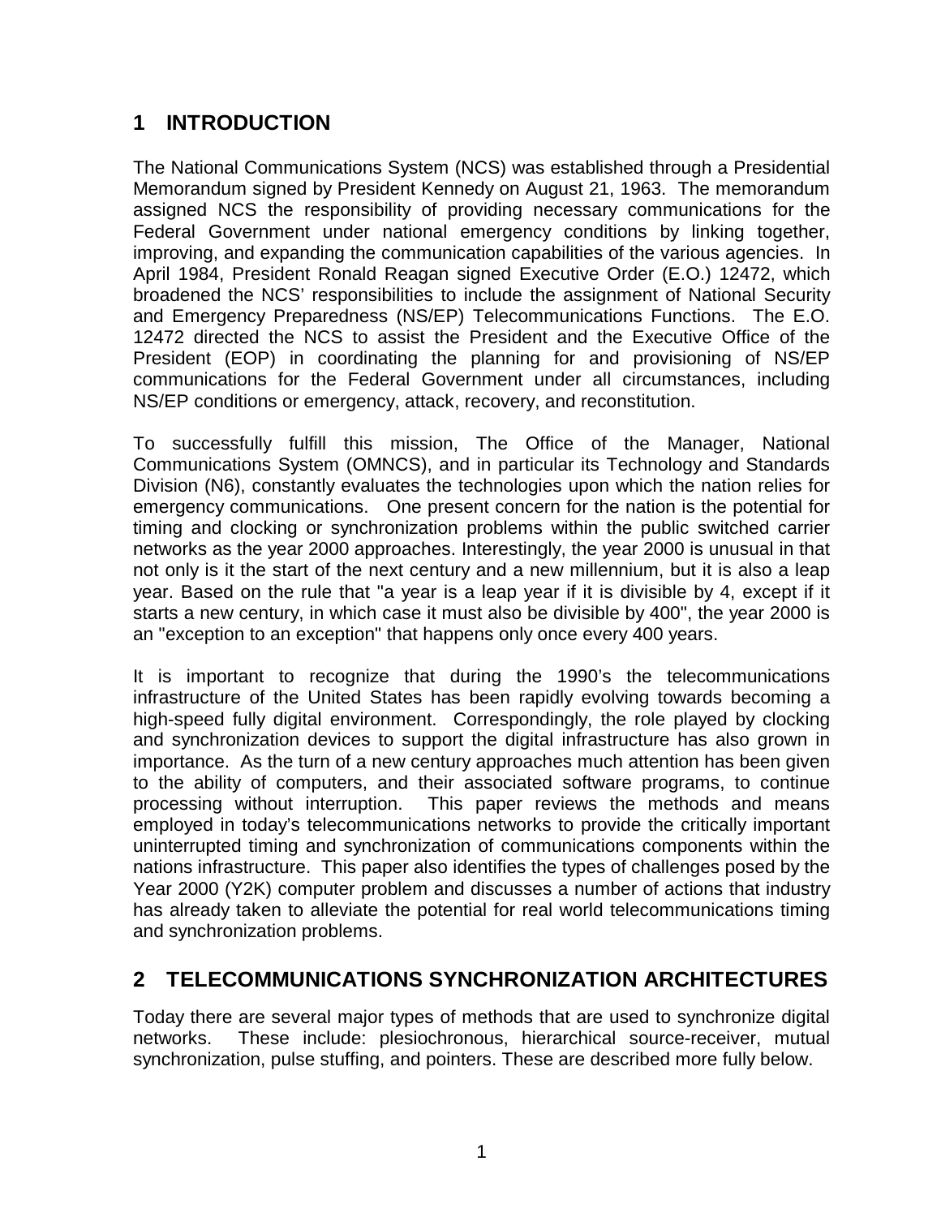# 1 INTRODUCTION

The National Communications System (NCS) was established through a Presidential Memorandum signed by President Kennedy on August 21, 1963. The memorandum assigned NCS the responsibility of providing necessary communications for the Federal Government under national emergency conditions by linking together, improving, and expanding the communication capabilities of the various agencies. In April 1984, President Ronald Reagan signed Executive Order (E.O.) 12472, which broadened the NCS' responsibilities to include the assignment of National Security and Emergency Preparedness (NS/EP) Telecommunications Functions. The E.O. 12472 directed the NCS to assist the President and the Executive Office of the President (EOP) in coordinating the planning for and provisioning of NS/EP communications for the Federal Government under all circumstances, including NS/EP conditions or emergency, attack, recovery, and reconstitution.

To successfully fulfill this mission, The Office of the Manager, National Communications System (OMNCS), and in particular its Technology and Standards Division (N6), constantly evaluates the technologies upon which the nation relies for emergency communications. One present concern for the nation is the potential for timing and clocking or synchronization problems within the public switched carrier networks as the year 2000 approaches. Interestingly, the year 2000 is unusual in that not only is it the start of the next century and a new millennium, but it is also a leap year. Based on the rule that "a year is a leap year if it is divisible by 4, except if it starts a new century, in which case it must also be divisible by 400", the year 2000 is an "exception to an exception" that happens only once every 400 years.

It is important to recognize that during the 1990's the telecommunications infrastructure of the United States has been rapidly evolving towards becoming a high-speed fully digital environment. Correspondingly, the role played by clocking and synchronization devices to support the digital infrastructure has also grown in importance. As the turn of a new century approaches much attention has been given to the ability of computers, and their associated software programs, to continue processing without interruption. This paper reviews the methods and means employed in today's telecommunications networks to provide the critically important uninterrupted timing and synchronization of communications components within the nations infrastructure. This paper also identifies the types of challenges posed by the Year 2000 (Y2K) computer problem and discusses a number of actions that industry has already taken to alleviate the potential for real world telecommunications timing and synchronization problems.

# 2 TELECOMMUNICATIONS SYNCHRONIZATION ARCHITECTURES

Today there are several major types of methods that are used to synchronize digital networks. These include: plesiochronous, hierarchical source-receiver, mutual synchronization, pulse stuffing, and pointers. These are described more fully below.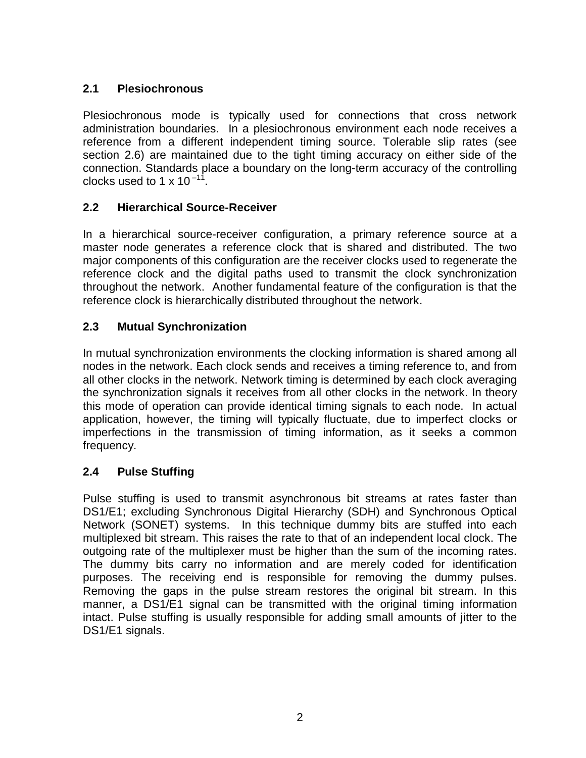## 2.1 Plesiochronous

Plesiochronous mode is typically used for connections that cross network administration boundaries. In a plesiochronous environment each node receives a reference from a different independent timing source. Tolerable slip rates (see section 2.6) are maintained due to the tight timing accuracy on either side of the connection. Standards place a boundary on the long-term accuracy of the controlling clocks used to $1 \times 10^{-11}$.

## 2.2 Hierarchical Source-Receiver

In a hierarchical source-receiver configuration, a primary reference source at a master node generates a reference clock that is shared and distributed. The two major components of this configuration are the receiver clocks used to regenerate the reference clock and the digital paths used to transmit the clock synchronization throughout the network. Another fundamental feature of the configuration is that the reference clock is hierarchically distributed throughout the network.

## 2.3 Mutual Synchronization

In mutual synchronization environments the clocking information is shared among all nodes in the network. Each clock sends and receives a timing reference to, and from all other clocks in the network. Network timing is determined by each clock averaging the synchronization signals it receives from all other clocks in the network. In theory this mode of operation can provide identical timing signals to each node. In actual application, however, the timing will typically fluctuate, due to imperfect clocks or imperfections in the transmission of timing information, as it seeks a common frequency.

## 2.4 Pulse Stuffing

Pulse stuffing is used to transmit asynchronous bit streams at rates faster than DS1/E1; excluding Synchronous Digital Hierarchy (SDH) and Synchronous Optical Network (SONET) systems. In this technique dummy bits are stuffed into each multiplexed bit stream. This raises the rate to that of an independent local clock. The outgoing rate of the multiplexer must be higher than the sum of the incoming rates. The dummy bits carry no information and are merely coded for identification purposes. The receiving end is responsible for removing the dummy pulses. Removing the gaps in the pulse stream restores the original bit stream. In this manner, a DS1/E1 signal can be transmitted with the original timing information intact. Pulse stuffing is usually responsible for adding small amounts of jitter to the DS1/E1 signals.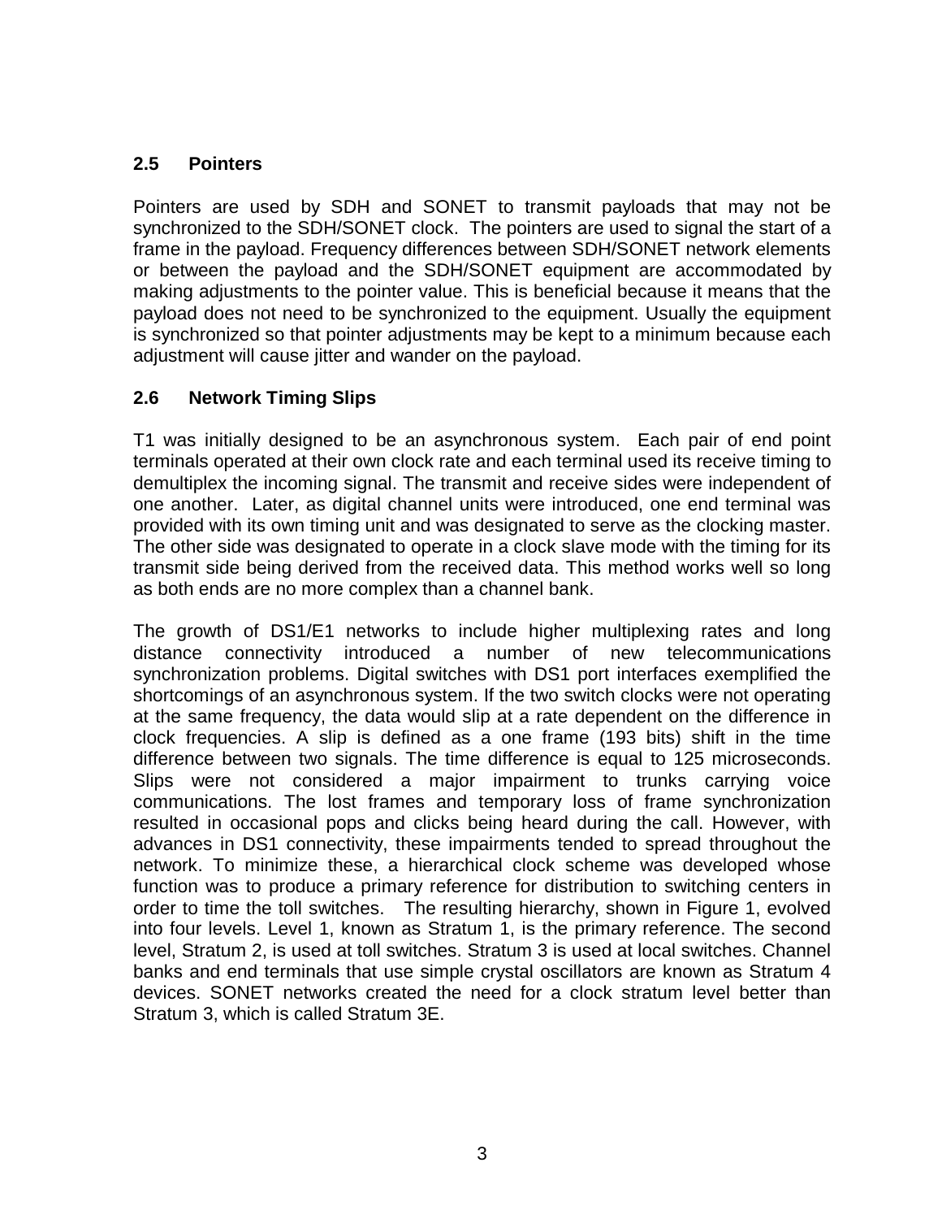## 2.5 Pointers

Pointers are used by SDH and SONET to transmit payloads that may not be synchronized to the SDH/SONET clock. The pointers are used to signal the start of a frame in the payload. Frequency differences between SDH/SONET network elements or between the payload and the SDH/SONET equipment are accommodated by making adjustments to the pointer value. This is beneficial because it means that the payload does not need to be synchronized to the equipment. Usually the equipment is synchronized so that pointer adjustments may be kept to a minimum because each adjustment will cause jitter and wander on the payload.

## 2.6 Network Timing Slips

T1 was initially designed to be an asynchronous system. Each pair of end point terminals operated at their own clock rate and each terminal used its receive timing to demultiplex the incoming signal. The transmit and receive sides were independent of one another. Later, as digital channel units were introduced, one end terminal was provided with its own timing unit and was designated to serve as the clocking master. The other side was designated to operate in a clock slave mode with the timing for its transmit side being derived from the received data. This method works well so long as both ends are no more complex than a channel bank.

The growth of DS1/E1 networks to include higher multiplexing rates and long distance connectivity introduced a number of new telecommunications synchronization problems. Digital switches with DS1 port interfaces exemplified the shortcomings of an asynchronous system. If the two switch clocks were not operating at the same frequency, the data would slip at a rate dependent on the difference in clock frequencies. A slip is defined as a one frame (193 bits) shift in the time difference between two signals. The time difference is equal to 125 microseconds. Slips were not considered a major impairment to trunks carrying voice communications. The lost frames and temporary loss of frame synchronization resulted in occasional pops and clicks being heard during the call. However, with advances in DS1 connectivity, these impairments tended to spread throughout the network. To minimize these, a hierarchical clock scheme was developed whose function was to produce a primary reference for distribution to switching centers in order to time the toll switches. The resulting hierarchy, shown in Figure 1, evolved into four levels. Level 1, known as Stratum 1, is the primary reference. The second level, Stratum 2, is used at toll switches. Stratum 3 is used at local switches. Channel banks and end terminals that use simple crystal oscillators are known as Stratum 4 devices. SONET networks created the need for a clock stratum level better than Stratum 3, which is called Stratum 3E.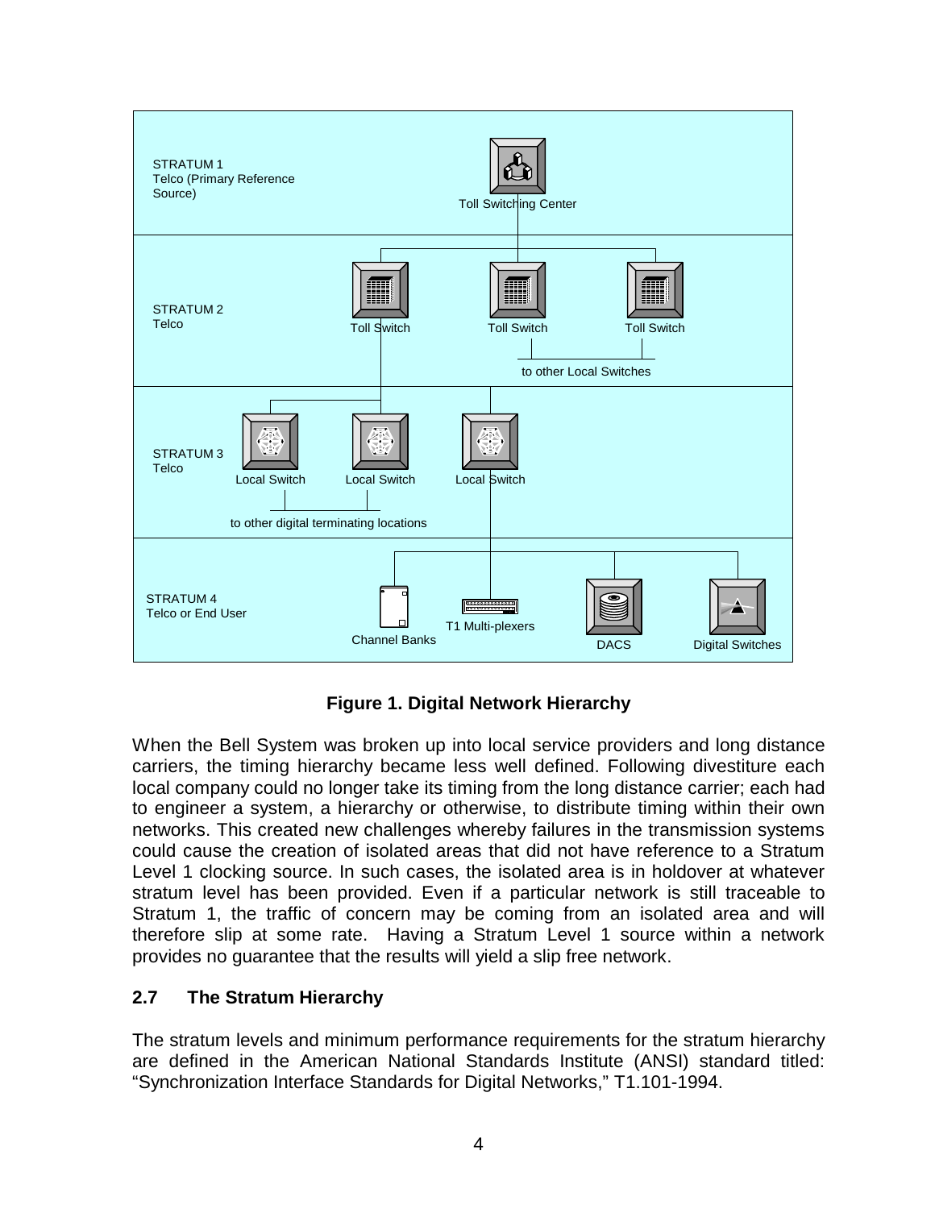**Figure 1. Digital Network Hierarchy**

When the Bell System was broken up into local service providers and long distance carriers, the timing hierarchy became less well defined. Following divestiture each local company could no longer take its timing from the long distance carrier; each had to engineer a system, a hierarchy or otherwise, to distribute timing within their own networks. This created new challenges whereby failures in the transmission systems could cause the creation of isolated areas that did not have reference to a Stratum Level 1 clocking source. In such cases, the isolated area is in holdover at whatever stratum level has been provided. Even if a particular network is still traceable to Stratum 1, the traffic of concern may be coming from an isolated area and will therefore slip at some rate. Having a Stratum Level 1 source within a network provides no guarantee that the results will yield a slip free network.

## 2.7 The Stratum Hierarchy

The stratum levels and minimum performance requirements for the stratum hierarchy are defined in the American National Standards Institute (ANSI) standard titled: "Synchronization Interface Standards for Digital Networks," T1.101-1994.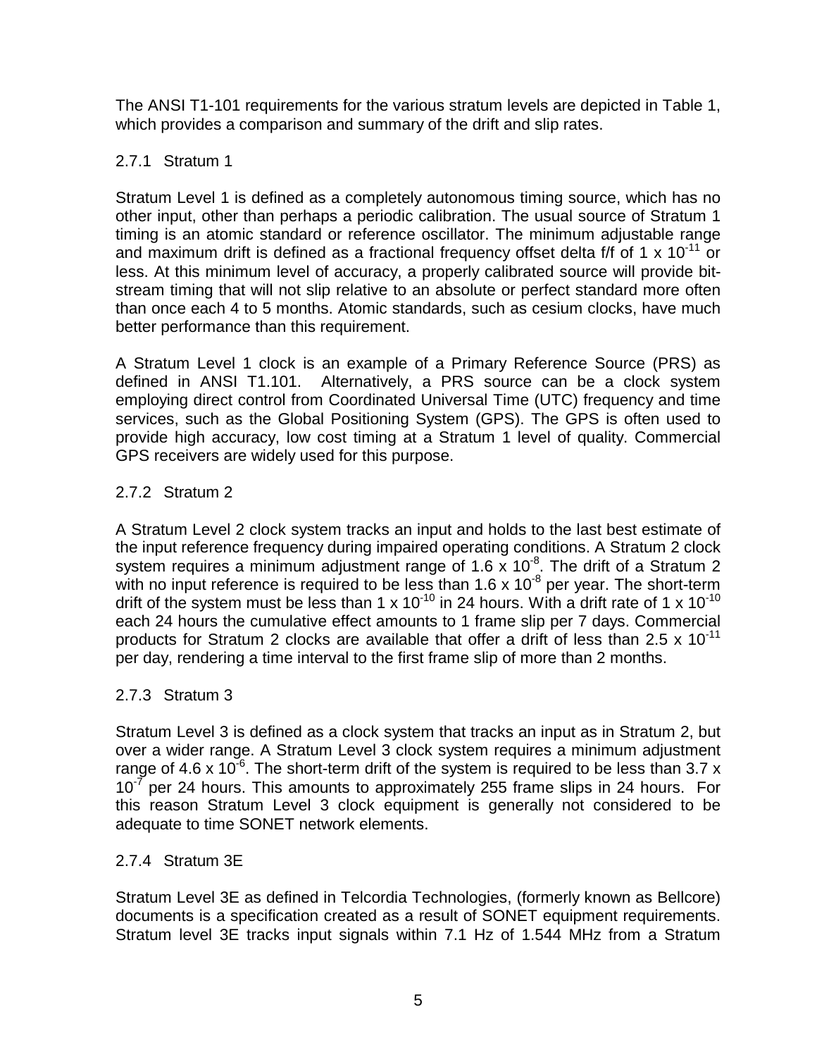The ANSI T1-101 requirements for the various stratum levels are depicted in Table 1, which provides a comparison and summary of the drift and slip rates.

### 2.7.1 Stratum 1

Stratum Level 1 is defined as a completely autonomous timing source, which has no other input, other than perhaps a periodic calibration. The usual source of Stratum 1 timing is an atomic standard or reference oscillator. The minimum adjustable range and maximum drift is defined as a fractional frequency offset delta f/f of $1 \times 10^{-11}$ or less. At this minimum level of accuracy, a properly calibrated source will provide bit-stream timing that will not slip relative to an absolute or perfect standard more often than once each 4 to 5 months. Atomic standards, such as cesium clocks, have much better performance than this requirement.

A Stratum Level 1 clock is an example of a Primary Reference Source (PRS) as defined in ANSI T1.101. Alternatively, a PRS source can be a clock system employing direct control from Coordinated Universal Time (UTC) frequency and time services, such as the Global Positioning System (GPS). The GPS is often used to provide high accuracy, low cost timing at a Stratum 1 level of quality. Commercial GPS receivers are widely used for this purpose.

### 2.7.2 Stratum 2

A Stratum Level 2 clock system tracks an input and holds to the last best estimate of the input reference frequency during impaired operating conditions. A Stratum 2 clock system requires a minimum adjustment range of $1.6 \times 10^{-8}$. The drift of a Stratum 2 with no input reference is required to be less than $1.6 \times 10^{-8}$ per year. The short-term drift of the system must be less than $1 \times 10^{-10}$ in 24 hours. With a drift rate of $1 \times 10^{-10}$ each 24 hours the cumulative effect amounts to 1 frame slip per 7 days. Commercial products for Stratum 2 clocks are available that offer a drift of less than $2.5 \times 10^{-11}$ per day, rendering a time interval to the first frame slip of more than 2 months.

### 2.7.3 Stratum 3

Stratum Level 3 is defined as a clock system that tracks an input as in Stratum 2, but over a wider range. A Stratum Level 3 clock system requires a minimum adjustment range of $4.6 \times 10^{-6}$. The short-term drift of the system is required to be less than $3.7 \times 10^{-7}$ per 24 hours. This amounts to approximately 255 frame slips in 24 hours. For this reason Stratum Level 3 clock equipment is generally not considered to be adequate to time SONET network elements.

### 2.7.4 Stratum 3E

Stratum Level 3E as defined in Telcordia Technologies, (formerly known as Bellcore) documents is a specification created as a result of SONET equipment requirements. Stratum level 3E tracks input signals within 7.1 Hz of 1.544 MHz from a Stratum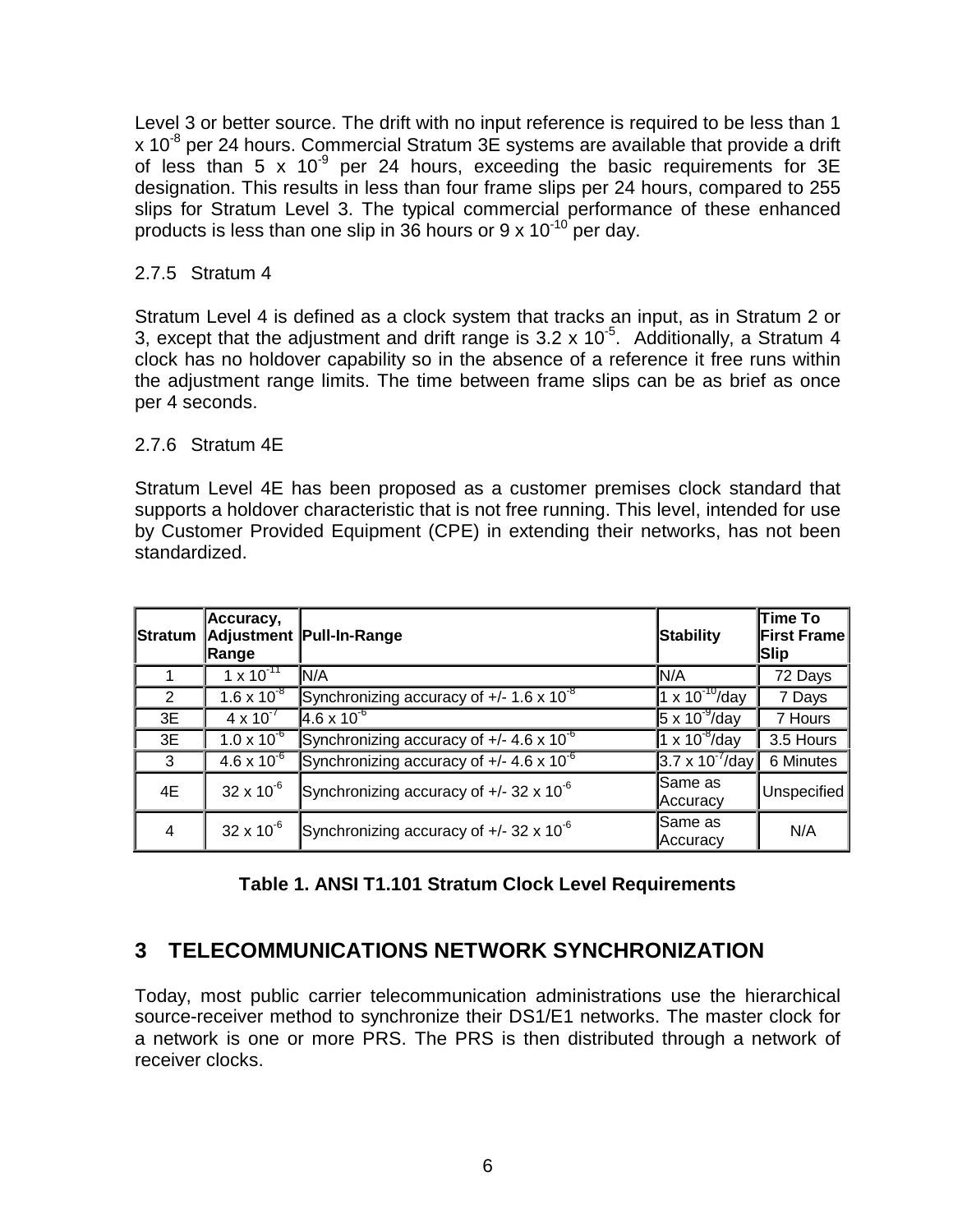Level 3 or better source. The drift with no input reference is required to be less than $1 \times 10^{-8}$ per 24 hours. Commercial Stratum 3E systems are available that provide a drift of less than $5 \times 10^{-9}$ per 24 hours, exceeding the basic requirements for 3E designation. This results in less than four frame slips per 24 hours, compared to 255 slips for Stratum Level 3. The typical commercial performance of these enhanced products is less than one slip in 36 hours or $9 \times 10^{-10}$ per day.

### 2.7.5 Stratum 4

Stratum Level 4 is defined as a clock system that tracks an input, as in Stratum 2 or 3, except that the adjustment and drift range is $3.2 \times 10^{-5}$. Additionally, a Stratum 4 clock has no holdover capability so in the absence of a reference it free runs within the adjustment range limits. The time between frame slips can be as brief as once per 4 seconds.

### 2.7.6 Stratum 4E

Stratum Level 4E has been proposed as a customer premises clock standard that supports a holdover characteristic that is not free running. This level, intended for use by Customer Provided Equipment (CPE) in extending their networks, has not been standardized.

| Stratum | Accuracy, Adjustment Range | Pull-In-Range | Stability | Time To First Frame Slip |
|---|---|---|---|---|
| 1 | $1 \times 10^{-11}$ | N/A | N/A | 72 Days |
| 2 | $1.6 \times 10^{-8}$ | Synchronizing accuracy of +/- $1.6 \times 10^{-8}$ | $1 \times 10^{-10}$/day | 7 Days |
| 3E | $4 \times 10^{-7}$ | $4.6 \times 10^{-6}$ | $5 \times 10^{-9}$/day | 7 Hours |
| 3E | $1.0 \times 10^{-6}$ | Synchronizing accuracy of +/- $4.6 \times 10^{-6}$ | $1 \times 10^{-8}$/day | 3.5 Hours |
| 3 | $4.6 \times 10^{-6}$ | Synchronizing accuracy of +/- $4.6 \times 10^{-6}$ | $3.7 \times 10^{-7}$/day | 6 Minutes |
| 4E | $32 \times 10^{-6}$ | Synchronizing accuracy of +/- $32 \times 10^{-6}$ | Same as Accuracy | Unspecified |
| 4 | $32 \times 10^{-6}$ | Synchronizing accuracy of +/- $32 \times 10^{-6}$ | Same as Accuracy | N/A |

**Table 1. ANSI T1.101 Stratum Clock Level Requirements**

## 3 TELECOMMUNICATIONS NETWORK SYNCHRONIZATION

Today, most public carrier telecommunication administrations use the hierarchical source-receiver method to synchronize their DS1/E1 networks. The master clock for a network is one or more PRS. The PRS is then distributed through a network of receiver clocks.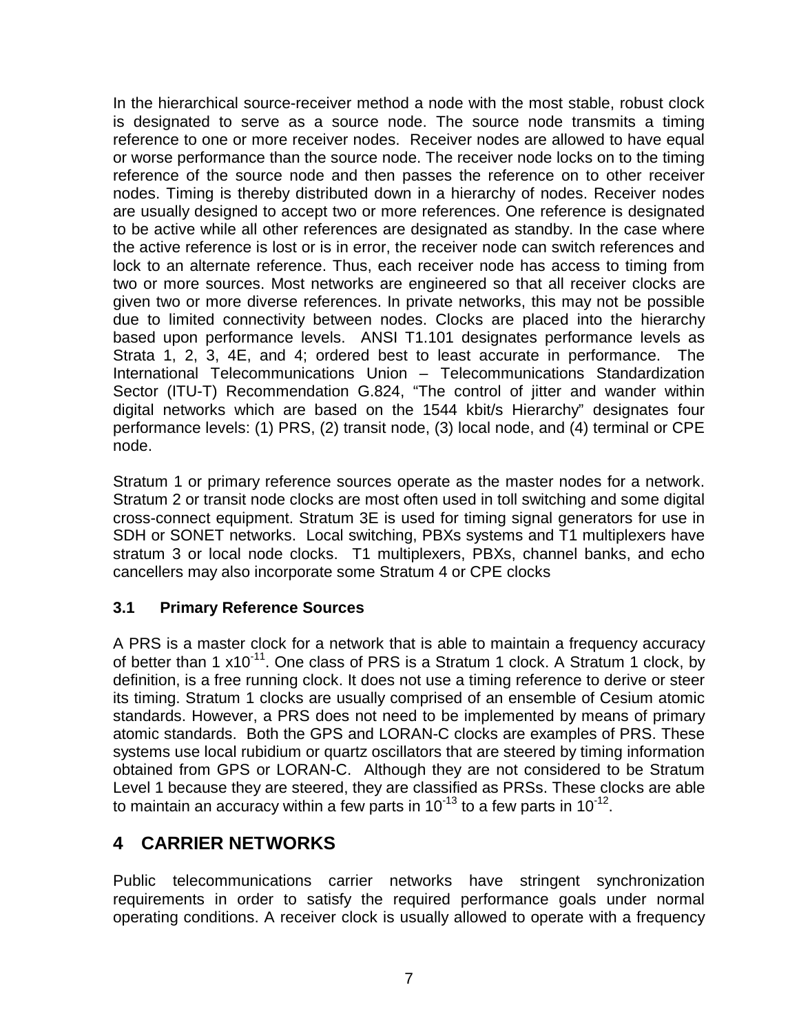In the hierarchical source-receiver method a node with the most stable, robust clock is designated to serve as a source node. The source node transmits a timing reference to one or more receiver nodes. Receiver nodes are allowed to have equal or worse performance than the source node. The receiver node locks on to the timing reference of the source node and then passes the reference on to other receiver nodes. Timing is thereby distributed down in a hierarchy of nodes. Receiver nodes are usually designed to accept two or more references. One reference is designated to be active while all other references are designated as standby. In the case where the active reference is lost or is in error, the receiver node can switch references and lock to an alternate reference. Thus, each receiver node has access to timing from two or more sources. Most networks are engineered so that all receiver clocks are given two or more diverse references. In private networks, this may not be possible due to limited connectivity between nodes. Clocks are placed into the hierarchy based upon performance levels. ANSI T1.101 designates performance levels as Strata 1, 2, 3, 4E, and 4; ordered best to least accurate in performance. The International Telecommunications Union – Telecommunications Standardization Sector (ITU-T) Recommendation G.824, "The control of jitter and wander within digital networks which are based on the 1544 kbit/s Hierarchy" designates four performance levels: (1) PRS, (2) transit node, (3) local node, and (4) terminal or CPE node.

Stratum 1 or primary reference sources operate as the master nodes for a network. Stratum 2 or transit node clocks are most often used in toll switching and some digital cross-connect equipment. Stratum 3E is used for timing signal generators for use in SDH or SONET networks. Local switching, PBXs systems and T1 multiplexers have stratum 3 or local node clocks. T1 multiplexers, PBXs, channel banks, and echo cancellers may also incorporate some Stratum 4 or CPE clocks

### 3.1 Primary Reference Sources

A PRS is a master clock for a network that is able to maintain a frequency accuracy of better than $1 \times 10^{-11}$. One class of PRS is a Stratum 1 clock. A Stratum 1 clock, by definition, is a free running clock. It does not use a timing reference to derive or steer its timing. Stratum 1 clocks are usually comprised of an ensemble of Cesium atomic standards. However, a PRS does not need to be implemented by means of primary atomic standards. Both the GPS and LORAN-C clocks are examples of PRS. These systems use local rubidium or quartz oscillators that are steered by timing information obtained from GPS or LORAN-C. Although they are not considered to be Stratum Level 1 because they are steered, they are classified as PRSs. These clocks are able to maintain an accuracy within a few parts in $10^{-13}$ to a few parts in $10^{-12}$.

## 4 CARRIER NETWORKS

Public telecommunications carrier networks have stringent synchronization requirements in order to satisfy the required performance goals under normal operating conditions. A receiver clock is usually allowed to operate with a frequency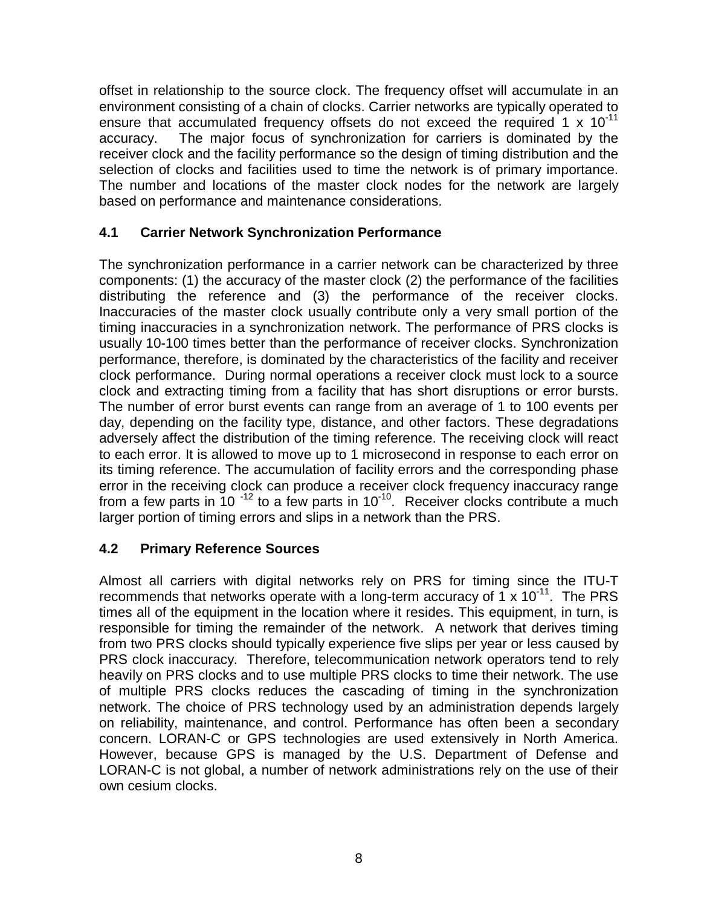offset in relationship to the source clock. The frequency offset will accumulate in an environment consisting of a chain of clocks. Carrier networks are typically operated to ensure that accumulated frequency offsets do not exceed the required $1 \times 10^{-11}$ accuracy. The major focus of synchronization for carriers is dominated by the receiver clock and the facility performance so the design of timing distribution and the selection of clocks and facilities used to time the network is of primary importance. The number and locations of the master clock nodes for the network are largely based on performance and maintenance considerations.

## 4.1 Carrier Network Synchronization Performance

The synchronization performance in a carrier network can be characterized by three components: (1) the accuracy of the master clock (2) the performance of the facilities distributing the reference and (3) the performance of the receiver clocks. Inaccuracies of the master clock usually contribute only a very small portion of the timing inaccuracies in a synchronization network. The performance of PRS clocks is usually 10-100 times better than the performance of receiver clocks. Synchronization performance, therefore, is dominated by the characteristics of the facility and receiver clock performance. During normal operations a receiver clock must lock to a source clock and extracting timing from a facility that has short disruptions or error bursts. The number of error burst events can range from an average of 1 to 100 events per day, depending on the facility type, distance, and other factors. These degradations adversely affect the distribution of the timing reference. The receiving clock will react to each error. It is allowed to move up to 1 microsecond in response to each error on its timing reference. The accumulation of facility errors and the corresponding phase error in the receiving clock can produce a receiver clock frequency inaccuracy range from a few parts in $10^{-12}$ to a few parts in $10^{-10}$. Receiver clocks contribute a much larger portion of timing errors and slips in a network than the PRS.

## 4.2 Primary Reference Sources

Almost all carriers with digital networks rely on PRS for timing since the ITU-T recommends that networks operate with a long-term accuracy of $1 \times 10^{-11}$. The PRS times all of the equipment in the location where it resides. This equipment, in turn, is responsible for timing the remainder of the network. A network that derives timing from two PRS clocks should typically experience five slips per year or less caused by PRS clock inaccuracy. Therefore, telecommunication network operators tend to rely heavily on PRS clocks and to use multiple PRS clocks to time their network. The use of multiple PRS clocks reduces the cascading of timing in the synchronization network. The choice of PRS technology used by an administration depends largely on reliability, maintenance, and control. Performance has often been a secondary concern. LORAN-C or GPS technologies are used extensively in North America. However, because GPS is managed by the U.S. Department of Defense and LORAN-C is not global, a number of network administrations rely on the use of their own cesium clocks.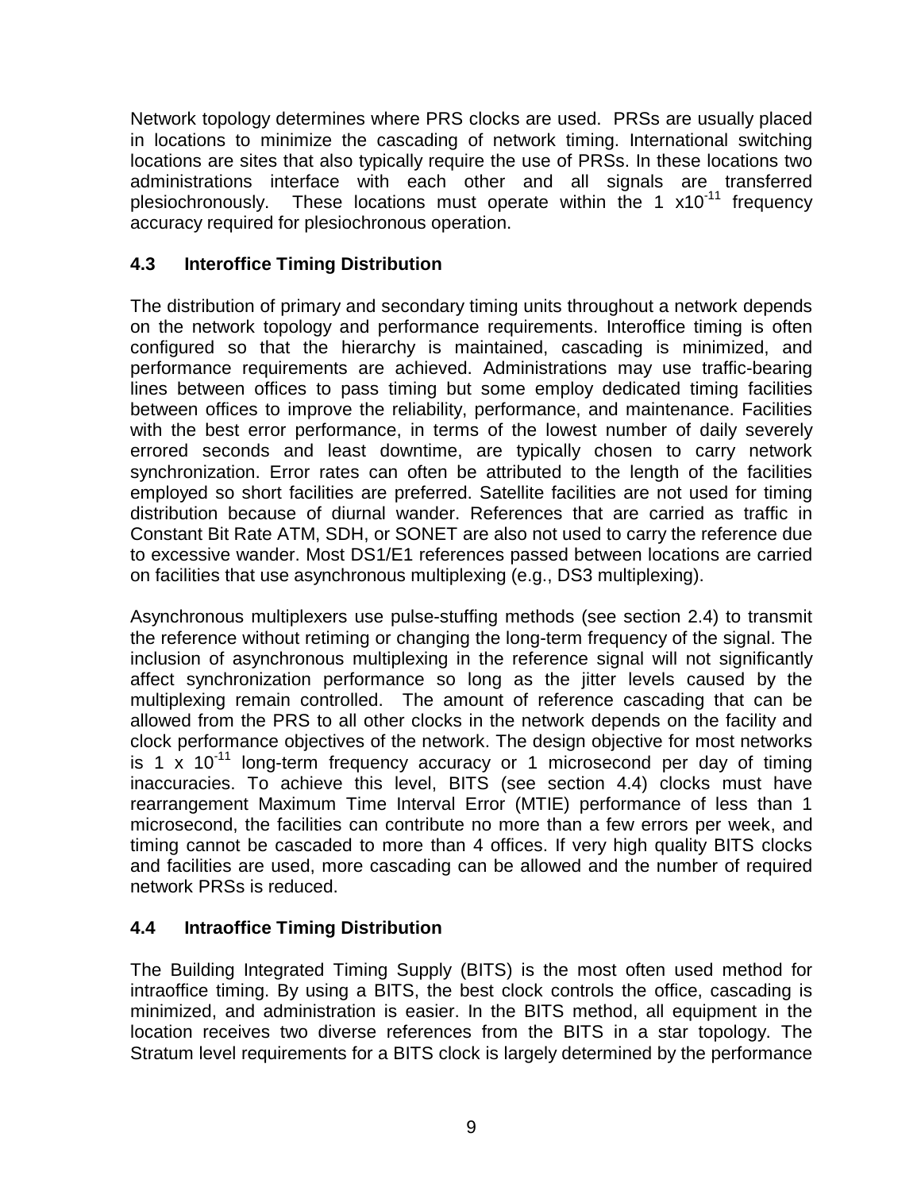Network topology determines where PRS clocks are used. PRSs are usually placed in locations to minimize the cascading of network timing. International switching locations are sites that also typically require the use of PRSs. In these locations two administrations interface with each other and all signals are transferred plesiochronously. These locations must operate within the 1 $x10^{-11}$ frequency accuracy required for plesiochronous operation.

## 4.3 Interoffice Timing Distribution

The distribution of primary and secondary timing units throughout a network depends on the network topology and performance requirements. Interoffice timing is often configured so that the hierarchy is maintained, cascading is minimized, and performance requirements are achieved. Administrations may use traffic-bearing lines between offices to pass timing but some employ dedicated timing facilities between offices to improve the reliability, performance, and maintenance. Facilities with the best error performance, in terms of the lowest number of daily severely errored seconds and least downtime, are typically chosen to carry network synchronization. Error rates can often be attributed to the length of the facilities employed so short facilities are preferred. Satellite facilities are not used for timing distribution because of diurnal wander. References that are carried as traffic in Constant Bit Rate ATM, SDH, or SONET are also not used to carry the reference due to excessive wander. Most DS1/E1 references passed between locations are carried on facilities that use asynchronous multiplexing (e.g., DS3 multiplexing).

Asynchronous multiplexers use pulse-stuffing methods (see section 2.4) to transmit the reference without retiming or changing the long-term frequency of the signal. The inclusion of asynchronous multiplexing in the reference signal will not significantly affect synchronization performance so long as the jitter levels caused by the multiplexing remain controlled. The amount of reference cascading that can be allowed from the PRS to all other clocks in the network depends on the facility and clock performance objectives of the network. The design objective for most networks is $1 \times 10^{-11}$ long-term frequency accuracy or 1 microsecond per day of timing inaccuracies. To achieve this level, BITS (see section 4.4) clocks must have rearrangement Maximum Time Interval Error (MTIE) performance of less than 1 microsecond, the facilities can contribute no more than a few errors per week, and timing cannot be cascaded to more than 4 offices. If very high quality BITS clocks and facilities are used, more cascading can be allowed and the number of required network PRSs is reduced.

## 4.4 Intraoffice Timing Distribution

The Building Integrated Timing Supply (BITS) is the most often used method for intraoffice timing. By using a BITS, the best clock controls the office, cascading is minimized, and administration is easier. In the BITS method, all equipment in the location receives two diverse references from the BITS in a star topology. The Stratum level requirements for a BITS clock is largely determined by the performance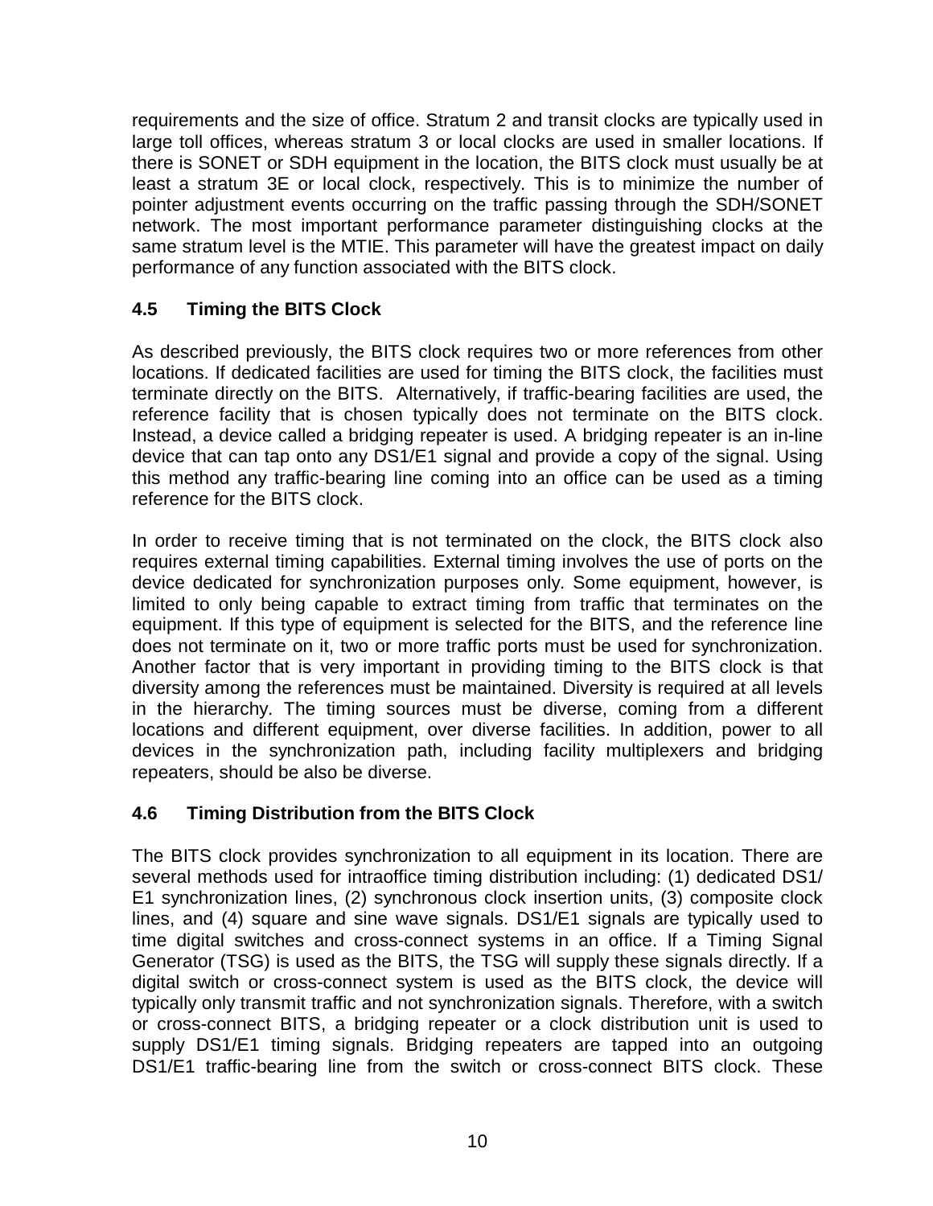requirements and the size of office. Stratum 2 and transit clocks are typically used in large toll offices, whereas stratum 3 or local clocks are used in smaller locations. If there is SONET or SDH equipment in the location, the BITS clock must usually be at least a stratum 3E or local clock, respectively. This is to minimize the number of pointer adjustment events occurring on the traffic passing through the SDH/SONET network. The most important performance parameter distinguishing clocks at the same stratum level is the MTIE. This parameter will have the greatest impact on daily performance of any function associated with the BITS clock.

### 4.5 Timing the BITS Clock

As described previously, the BITS clock requires two or more references from other locations. If dedicated facilities are used for timing the BITS clock, the facilities must terminate directly on the BITS. Alternatively, if traffic-bearing facilities are used, the reference facility that is chosen typically does not terminate on the BITS clock. Instead, a device called a bridging repeater is used. A bridging repeater is an in-line device that can tap onto any DS1/E1 signal and provide a copy of the signal. Using this method any traffic-bearing line coming into an office can be used as a timing reference for the BITS clock.

In order to receive timing that is not terminated on the clock, the BITS clock also requires external timing capabilities. External timing involves the use of ports on the device dedicated for synchronization purposes only. Some equipment, however, is limited to only being capable to extract timing from traffic that terminates on the equipment. If this type of equipment is selected for the BITS, and the reference line does not terminate on it, two or more traffic ports must be used for synchronization. Another factor that is very important in providing timing to the BITS clock is that diversity among the references must be maintained. Diversity is required at all levels in the hierarchy. The timing sources must be diverse, coming from a different locations and different equipment, over diverse facilities. In addition, power to all devices in the synchronization path, including facility multiplexers and bridging repeaters, should be also be diverse.

### 4.6 Timing Distribution from the BITS Clock

The BITS clock provides synchronization to all equipment in its location. There are several methods used for intraoffice timing distribution including: (1) dedicated DS1/ E1 synchronization lines, (2) synchronous clock insertion units, (3) composite clock lines, and (4) square and sine wave signals. DS1/E1 signals are typically used to time digital switches and cross-connect systems in an office. If a Timing Signal Generator (TSG) is used as the BITS, the TSG will supply these signals directly. If a digital switch or cross-connect system is used as the BITS clock, the device will typically only transmit traffic and not synchronization signals. Therefore, with a switch or cross-connect BITS, a bridging repeater or a clock distribution unit is used to supply DS1/E1 timing signals. Bridging repeaters are tapped into an outgoing DS1/E1 traffic-bearing line from the switch or cross-connect BITS clock. These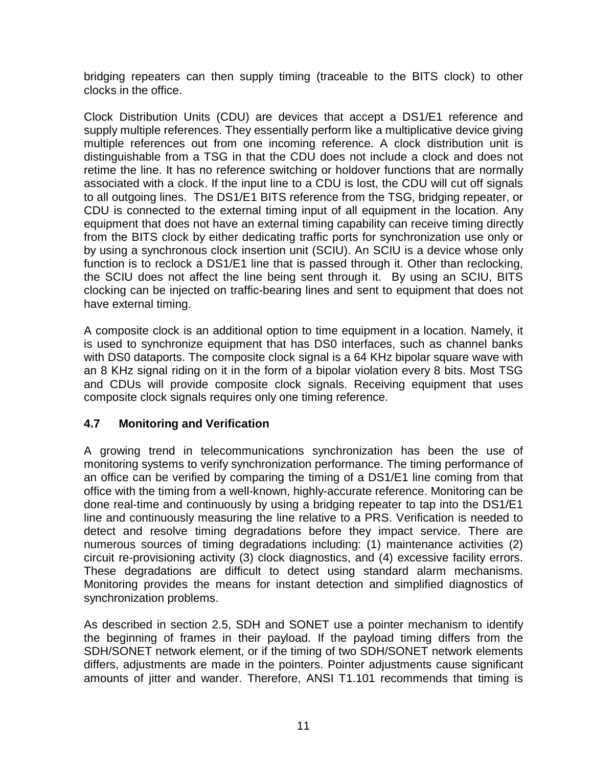bridging repeaters can then supply timing (traceable to the BITS clock) to other clocks in the office.

Clock Distribution Units (CDU) are devices that accept a DS1/E1 reference and supply multiple references. They essentially perform like a multiplicative device giving multiple references out from one incoming reference. A clock distribution unit is distinguishable from a TSG in that the CDU does not include a clock and does not retime the line. It has no reference switching or holdover functions that are normally associated with a clock. If the input line to a CDU is lost, the CDU will cut off signals to all outgoing lines. The DS1/E1 BITS reference from the TSG, bridging repeater, or CDU is connected to the external timing input of all equipment in the location. Any equipment that does not have an external timing capability can receive timing directly from the BITS clock by either dedicating traffic ports for synchronization use only or by using a synchronous clock insertion unit (SCIU). An SCIU is a device whose only function is to reclock a DS1/E1 line that is passed through it. Other than reclocking, the SCIU does not affect the line being sent through it. By using an SCIU, BITS clocking can be injected on traffic-bearing lines and sent to equipment that does not have external timing.

A composite clock is an additional option to time equipment in a location. Namely, it is used to synchronize equipment that has DS0 interfaces, such as channel banks with DS0 dataports. The composite clock signal is a 64 KHz bipolar square wave with an 8 KHz signal riding on it in the form of a bipolar violation every 8 bits. Most TSG and CDUs will provide composite clock signals. Receiving equipment that uses composite clock signals requires only one timing reference.

## 4.7 Monitoring and Verification

A growing trend in telecommunications synchronization has been the use of monitoring systems to verify synchronization performance. The timing performance of an office can be verified by comparing the timing of a DS1/E1 line coming from that office with the timing from a well-known, highly-accurate reference. Monitoring can be done real-time and continuously by using a bridging repeater to tap into the DS1/E1 line and continuously measuring the line relative to a PRS. Verification is needed to detect and resolve timing degradations before they impact service. There are numerous sources of timing degradations including: (1) maintenance activities (2) circuit re-provisioning activity (3) clock diagnostics, and (4) excessive facility errors. These degradations are difficult to detect using standard alarm mechanisms. Monitoring provides the means for instant detection and simplified diagnostics of synchronization problems.

As described in section 2.5, SDH and SONET use a pointer mechanism to identify the beginning of frames in their payload. If the payload timing differs from the SDH/SONET network element, or if the timing of two SDH/SONET network elements differs, adjustments are made in the pointers. Pointer adjustments cause significant amounts of jitter and wander. Therefore, ANSI T1.101 recommends that timing is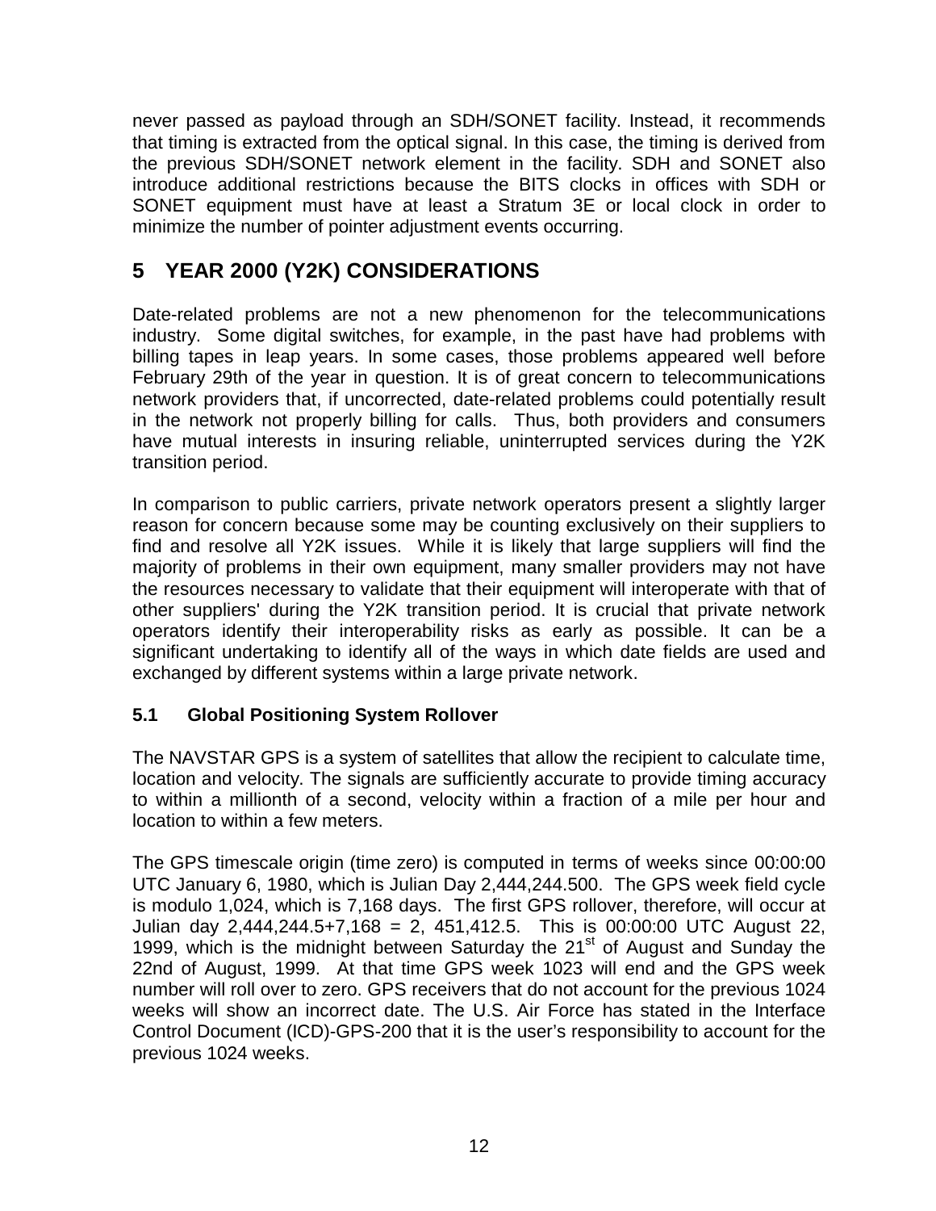never passed as payload through an SDH/SONET facility. Instead, it recommends that timing is extracted from the optical signal. In this case, the timing is derived from the previous SDH/SONET network element in the facility. SDH and SONET also introduce additional restrictions because the BITS clocks in offices with SDH or SONET equipment must have at least a Stratum 3E or local clock in order to minimize the number of pointer adjustment events occurring.

# 5 YEAR 2000 (Y2K) CONSIDERATIONS

Date-related problems are not a new phenomenon for the telecommunications industry. Some digital switches, for example, in the past have had problems with billing tapes in leap years. In some cases, those problems appeared well before February 29th of the year in question. It is of great concern to telecommunications network providers that, if uncorrected, date-related problems could potentially result in the network not properly billing for calls. Thus, both providers and consumers have mutual interests in insuring reliable, uninterrupted services during the Y2K transition period.

In comparison to public carriers, private network operators present a slightly larger reason for concern because some may be counting exclusively on their suppliers to find and resolve all Y2K issues. While it is likely that large suppliers will find the majority of problems in their own equipment, many smaller providers may not have the resources necessary to validate that their equipment will interoperate with that of other suppliers' during the Y2K transition period. It is crucial that private network operators identify their interoperability risks as early as possible. It can be a significant undertaking to identify all of the ways in which date fields are used and exchanged by different systems within a large private network.

## 5.1 Global Positioning System Rollover

The NAVSTAR GPS is a system of satellites that allow the recipient to calculate time, location and velocity. The signals are sufficiently accurate to provide timing accuracy to within a millionth of a second, velocity within a fraction of a mile per hour and location to within a few meters.

The GPS timescale origin (time zero) is computed in terms of weeks since 00:00:00 UTC January 6, 1980, which is Julian Day 2,444,244.500. The GPS week field cycle is modulo 1,024, which is 7,168 days. The first GPS rollover, therefore, will occur at Julian day 2,444,244.5+7,168 = 2, 451,412.5. This is 00:00:00 UTC August 22, 1999, which is the midnight between Saturday the 21st of August and Sunday the 22nd of August, 1999. At that time GPS week 1023 will end and the GPS week number will roll over to zero. GPS receivers that do not account for the previous 1024 weeks will show an incorrect date. The U.S. Air Force has stated in the Interface Control Document (ICD)-GPS-200 that it is the user's responsibility to account for the previous 1024 weeks.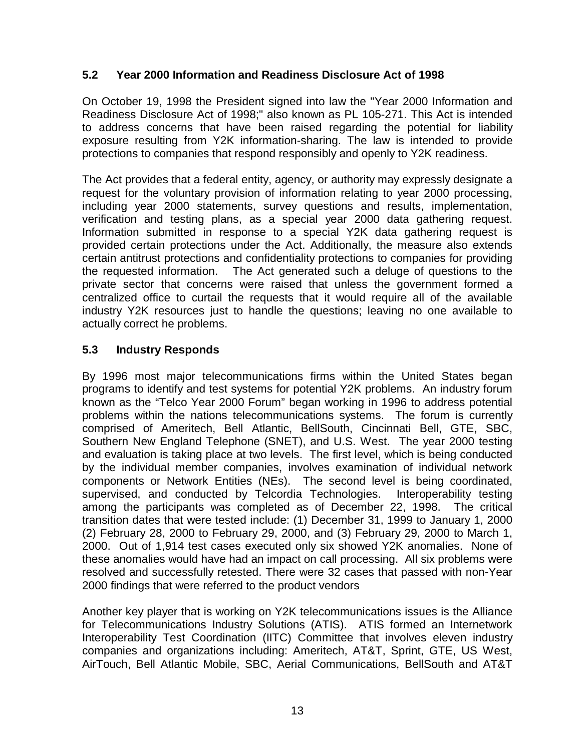## 5.2 Year 2000 Information and Readiness Disclosure Act of 1998

On October 19, 1998 the President signed into law the "Year 2000 Information and Readiness Disclosure Act of 1998;" also known as PL 105-271. This Act is intended to address concerns that have been raised regarding the potential for liability exposure resulting from Y2K information-sharing. The law is intended to provide protections to companies that respond responsibly and openly to Y2K readiness.

The Act provides that a federal entity, agency, or authority may expressly designate a request for the voluntary provision of information relating to year 2000 processing, including year 2000 statements, survey questions and results, implementation, verification and testing plans, as a special year 2000 data gathering request. Information submitted in response to a special Y2K data gathering request is provided certain protections under the Act. Additionally, the measure also extends certain antitrust protections and confidentiality protections to companies for providing the requested information. The Act generated such a deluge of questions to the private sector that concerns were raised that unless the government formed a centralized office to curtail the requests that it would require all of the available industry Y2K resources just to handle the questions; leaving no one available to actually correct he problems.

## 5.3 Industry Responds

By 1996 most major telecommunications firms within the United States began programs to identify and test systems for potential Y2K problems. An industry forum known as the "Telco Year 2000 Forum" began working in 1996 to address potential problems within the nations telecommunications systems. The forum is currently comprised of Ameritech, Bell Atlantic, BellSouth, Cincinnati Bell, GTE, SBC, Southern New England Telephone (SNET), and U.S. West. The year 2000 testing and evaluation is taking place at two levels. The first level, which is being conducted by the individual member companies, involves examination of individual network components or Network Entities (NEs). The second level is being coordinated, supervised, and conducted by Telcordia Technologies. Interoperability testing among the participants was completed as of December 22, 1998. The critical transition dates that were tested include: (1) December 31, 1999 to January 1, 2000 (2) February 28, 2000 to February 29, 2000, and (3) February 29, 2000 to March 1, 2000. Out of 1,914 test cases executed only six showed Y2K anomalies. None of these anomalies would have had an impact on call processing. All six problems were resolved and successfully retested. There were 32 cases that passed with non-Year 2000 findings that were referred to the product vendors

Another key player that is working on Y2K telecommunications issues is the Alliance for Telecommunications Industry Solutions (ATIS). ATIS formed an Internetwork Interoperability Test Coordination (IITC) Committee that involves eleven industry companies and organizations including: Ameritech, AT&T, Sprint, GTE, US West, AirTouch, Bell Atlantic Mobile, SBC, Aerial Communications, BellSouth and AT&T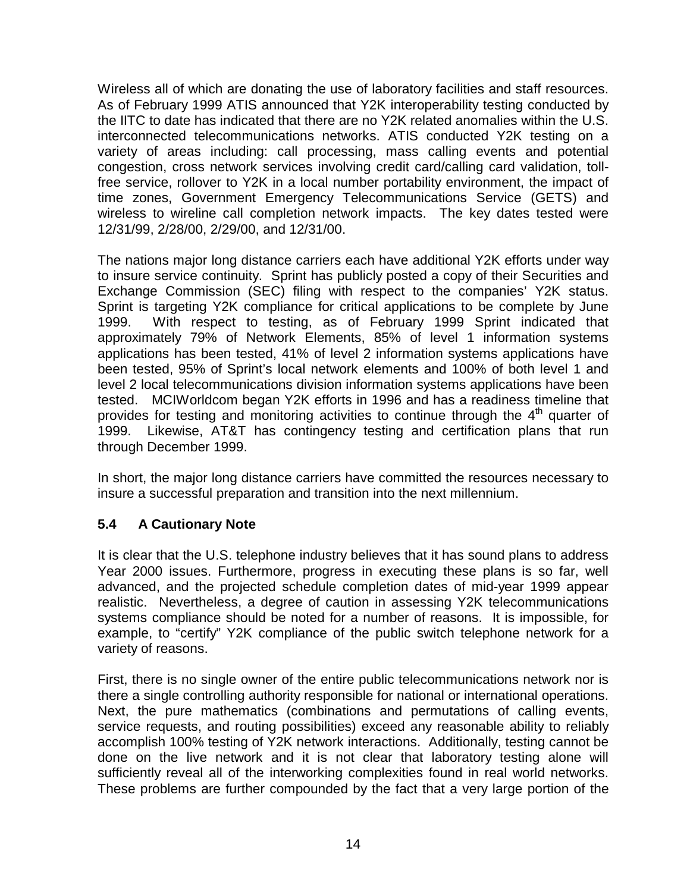Wireless all of which are donating the use of laboratory facilities and staff resources. As of February 1999 ATIS announced that Y2K interoperability testing conducted by the IITC to date has indicated that there are no Y2K related anomalies within the U.S. interconnected telecommunications networks. ATIS conducted Y2K testing on a variety of areas including: call processing, mass calling events and potential congestion, cross network services involving credit card/calling card validation, toll-free service, rollover to Y2K in a local number portability environment, the impact of time zones, Government Emergency Telecommunications Service (GETS) and wireless to wireline call completion network impacts. The key dates tested were 12/31/99, 2/28/00, 2/29/00, and 12/31/00.

The nations major long distance carriers each have additional Y2K efforts under way to insure service continuity. Sprint has publicly posted a copy of their Securities and Exchange Commission (SEC) filing with respect to the companies' Y2K status. Sprint is targeting Y2K compliance for critical applications to be complete by June 1999. With respect to testing, as of February 1999 Sprint indicated that approximately 79% of Network Elements, 85% of level 1 information systems applications has been tested, 41% of level 2 information systems applications have been tested, 95% of Sprint's local network elements and 100% of both level 1 and level 2 local telecommunications division information systems applications have been tested. MCIWorldcom began Y2K efforts in 1996 and has a readiness timeline that provides for testing and monitoring activities to continue through the 4th quarter of 1999. Likewise, AT&T has contingency testing and certification plans that run through December 1999.

In short, the major long distance carriers have committed the resources necessary to insure a successful preparation and transition into the next millennium.

### 5.4 A Cautionary Note

It is clear that the U.S. telephone industry believes that it has sound plans to address Year 2000 issues. Furthermore, progress in executing these plans is so far, well advanced, and the projected schedule completion dates of mid-year 1999 appear realistic. Nevertheless, a degree of caution in assessing Y2K telecommunications systems compliance should be noted for a number of reasons. It is impossible, for example, to "certify" Y2K compliance of the public switch telephone network for a variety of reasons.

First, there is no single owner of the entire public telecommunications network nor is there a single controlling authority responsible for national or international operations. Next, the pure mathematics (combinations and permutations of calling events, service requests, and routing possibilities) exceed any reasonable ability to reliably accomplish 100% testing of Y2K network interactions. Additionally, testing cannot be done on the live network and it is not clear that laboratory testing alone will sufficiently reveal all of the interworking complexities found in real world networks. These problems are further compounded by the fact that a very large portion of the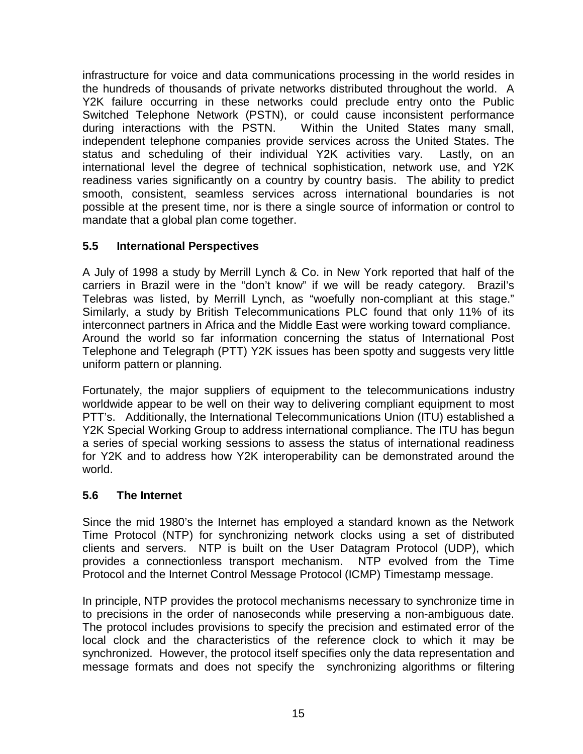infrastructure for voice and data communications processing in the world resides in the hundreds of thousands of private networks distributed throughout the world. A Y2K failure occurring in these networks could preclude entry onto the Public Switched Telephone Network (PSTN), or could cause inconsistent performance during interactions with the PSTN. Within the United States many small, independent telephone companies provide services across the United States. The status and scheduling of their individual Y2K activities vary. Lastly, on an international level the degree of technical sophistication, network use, and Y2K readiness varies significantly on a country by country basis. The ability to predict smooth, consistent, seamless services across international boundaries is not possible at the present time, nor is there a single source of information or control to mandate that a global plan come together.

### 5.5 International Perspectives

A July of 1998 a study by Merrill Lynch & Co. in New York reported that half of the carriers in Brazil were in the "don't know" if we will be ready category. Brazil's Telebras was listed, by Merrill Lynch, as "woefully non-compliant at this stage." Similarly, a study by British Telecommunications PLC found that only 11% of its interconnect partners in Africa and the Middle East were working toward compliance. Around the world so far information concerning the status of International Post Telephone and Telegraph (PTT) Y2K issues has been spotty and suggests very little uniform pattern or planning.

Fortunately, the major suppliers of equipment to the telecommunications industry worldwide appear to be well on their way to delivering compliant equipment to most PTT's. Additionally, the International Telecommunications Union (ITU) established a Y2K Special Working Group to address international compliance. The ITU has begun a series of special working sessions to assess the status of international readiness for Y2K and to address how Y2K interoperability can be demonstrated around the world.

### 5.6 The Internet

Since the mid 1980's the Internet has employed a standard known as the Network Time Protocol (NTP) for synchronizing network clocks using a set of distributed clients and servers. NTP is built on the User Datagram Protocol (UDP), which provides a connectionless transport mechanism. NTP evolved from the Time Protocol and the Internet Control Message Protocol (ICMP) Timestamp message.

In principle, NTP provides the protocol mechanisms necessary to synchronize time in to precisions in the order of nanoseconds while preserving a non-ambiguous date. The protocol includes provisions to specify the precision and estimated error of the local clock and the characteristics of the reference clock to which it may be synchronized. However, the protocol itself specifies only the data representation and message formats and does not specify the synchronizing algorithms or filtering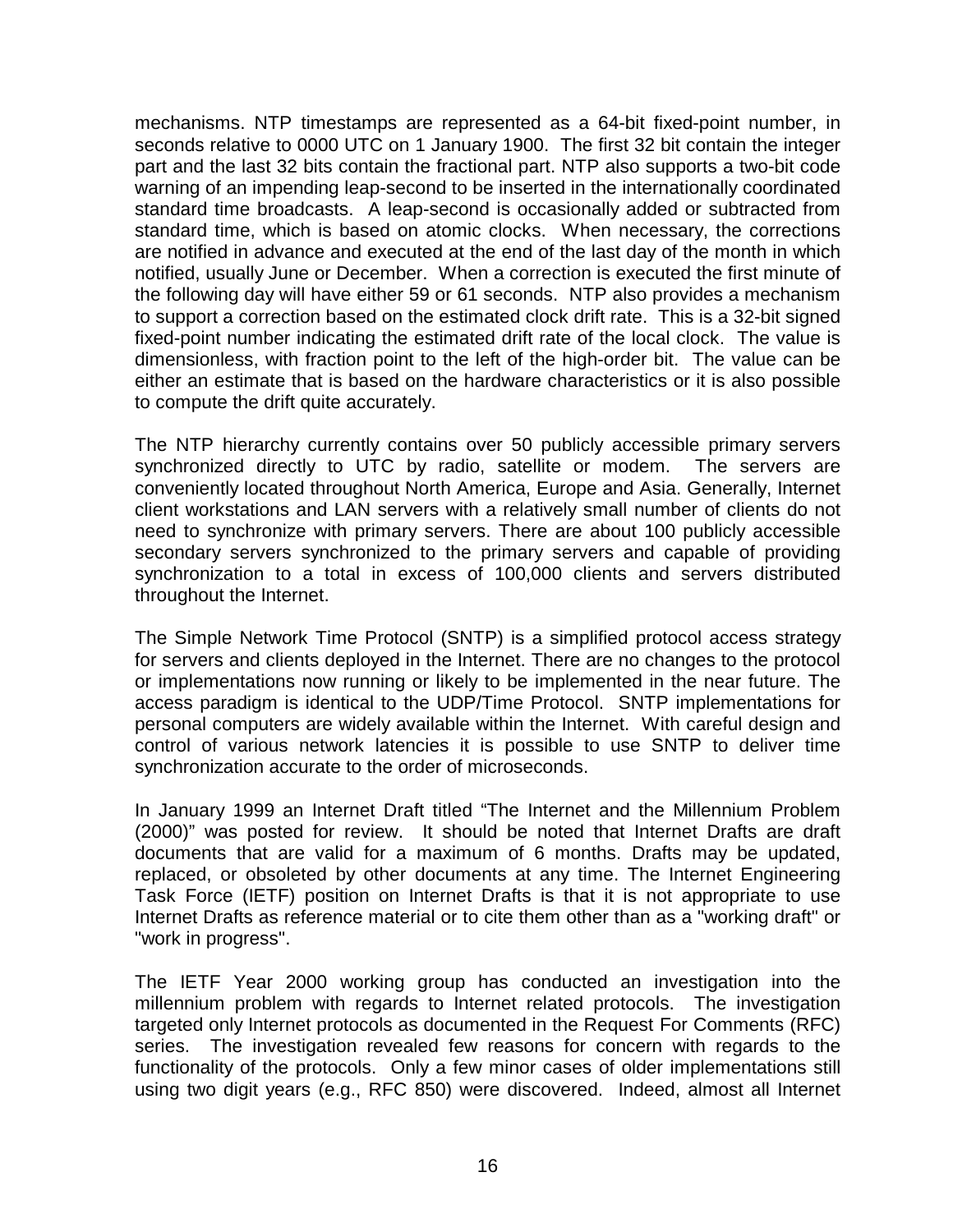mechanisms. NTP timestamps are represented as a 64-bit fixed-point number, in seconds relative to 0000 UTC on 1 January 1900. The first 32 bit contain the integer part and the last 32 bits contain the fractional part. NTP also supports a two-bit code warning of an impending leap-second to be inserted in the internationally coordinated standard time broadcasts. A leap-second is occasionally added or subtracted from standard time, which is based on atomic clocks. When necessary, the corrections are notified in advance and executed at the end of the last day of the month in which notified, usually June or December. When a correction is executed the first minute of the following day will have either 59 or 61 seconds. NTP also provides a mechanism to support a correction based on the estimated clock drift rate. This is a 32-bit signed fixed-point number indicating the estimated drift rate of the local clock. The value is dimensionless, with fraction point to the left of the high-order bit. The value can be either an estimate that is based on the hardware characteristics or it is also possible to compute the drift quite accurately.

The NTP hierarchy currently contains over 50 publicly accessible primary servers synchronized directly to UTC by radio, satellite or modem. The servers are conveniently located throughout North America, Europe and Asia. Generally, Internet client workstations and LAN servers with a relatively small number of clients do not need to synchronize with primary servers. There are about 100 publicly accessible secondary servers synchronized to the primary servers and capable of providing synchronization to a total in excess of 100,000 clients and servers distributed throughout the Internet.

The Simple Network Time Protocol (SNTP) is a simplified protocol access strategy for servers and clients deployed in the Internet. There are no changes to the protocol or implementations now running or likely to be implemented in the near future. The access paradigm is identical to the UDP/Time Protocol. SNTP implementations for personal computers are widely available within the Internet. With careful design and control of various network latencies it is possible to use SNTP to deliver time synchronization accurate to the order of microseconds.

In January 1999 an Internet Draft titled "The Internet and the Millennium Problem (2000)" was posted for review. It should be noted that Internet Drafts are draft documents that are valid for a maximum of 6 months. Drafts may be updated, replaced, or obsoleted by other documents at any time. The Internet Engineering Task Force (IETF) position on Internet Drafts is that it is not appropriate to use Internet Drafts as reference material or to cite them other than as a "working draft" or "work in progress".

The IETF Year 2000 working group has conducted an investigation into the millennium problem with regards to Internet related protocols. The investigation targeted only Internet protocols as documented in the Request For Comments (RFC) series. The investigation revealed few reasons for concern with regards to the functionality of the protocols. Only a few minor cases of older implementations still using two digit years (e.g., RFC 850) were discovered. Indeed, almost all Internet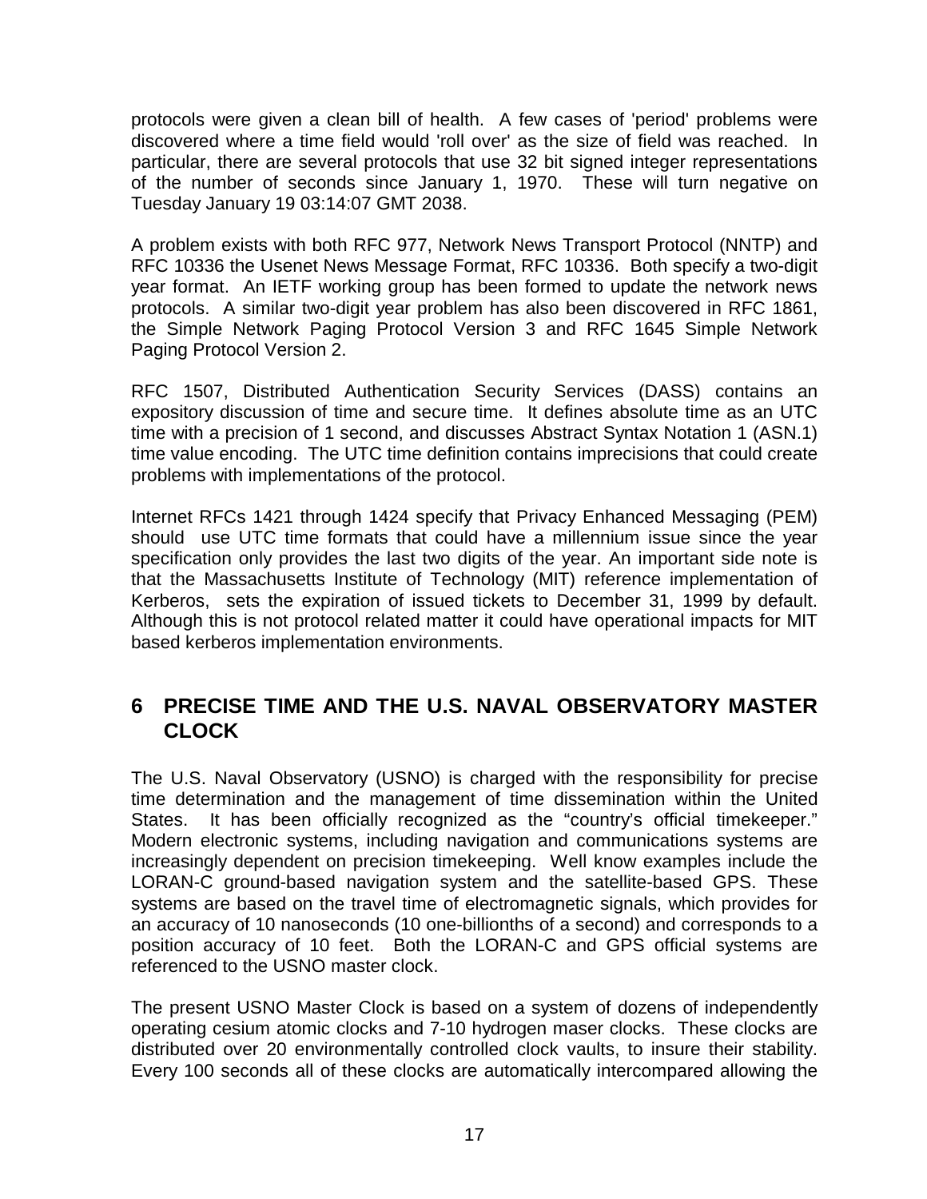protocols were given a clean bill of health. A few cases of 'period' problems were discovered where a time field would 'roll over' as the size of field was reached. In particular, there are several protocols that use 32 bit signed integer representations of the number of seconds since January 1, 1970. These will turn negative on Tuesday January 19 03:14:07 GMT 2038.

A problem exists with both RFC 977, Network News Transport Protocol (NNTP) and RFC 10336 the Usenet News Message Format, RFC 10336. Both specify a two-digit year format. An IETF working group has been formed to update the network news protocols. A similar two-digit year problem has also been discovered in RFC 1861, the Simple Network Paging Protocol Version 3 and RFC 1645 Simple Network Paging Protocol Version 2.

RFC 1507, Distributed Authentication Security Services (DASS) contains an expository discussion of time and secure time. It defines absolute time as an UTC time with a precision of 1 second, and discusses Abstract Syntax Notation 1 (ASN.1) time value encoding. The UTC time definition contains imprecisions that could create problems with implementations of the protocol.

Internet RFCs 1421 through 1424 specify that Privacy Enhanced Messaging (PEM) should use UTC time formats that could have a millennium issue since the year specification only provides the last two digits of the year. An important side note is that the Massachusetts Institute of Technology (MIT) reference implementation of Kerberos, sets the expiration of issued tickets to December 31, 1999 by default. Although this is not protocol related matter it could have operational impacts for MIT based kerberos implementation environments.

# 6 PRECISE TIME AND THE U.S. NAVAL OBSERVATORY MASTER CLOCK

The U.S. Naval Observatory (USNO) is charged with the responsibility for precise time determination and the management of time dissemination within the United States. It has been officially recognized as the "country's official timekeeper." Modern electronic systems, including navigation and communications systems are increasingly dependent on precision timekeeping. Well know examples include the LORAN-C ground-based navigation system and the satellite-based GPS. These systems are based on the travel time of electromagnetic signals, which provides for an accuracy of 10 nanoseconds (10 one-billionths of a second) and corresponds to a position accuracy of 10 feet. Both the LORAN-C and GPS official systems are referenced to the USNO master clock.

The present USNO Master Clock is based on a system of dozens of independently operating cesium atomic clocks and 7-10 hydrogen maser clocks. These clocks are distributed over 20 environmentally controlled clock vaults, to insure their stability. Every 100 seconds all of these clocks are automatically intercompared allowing the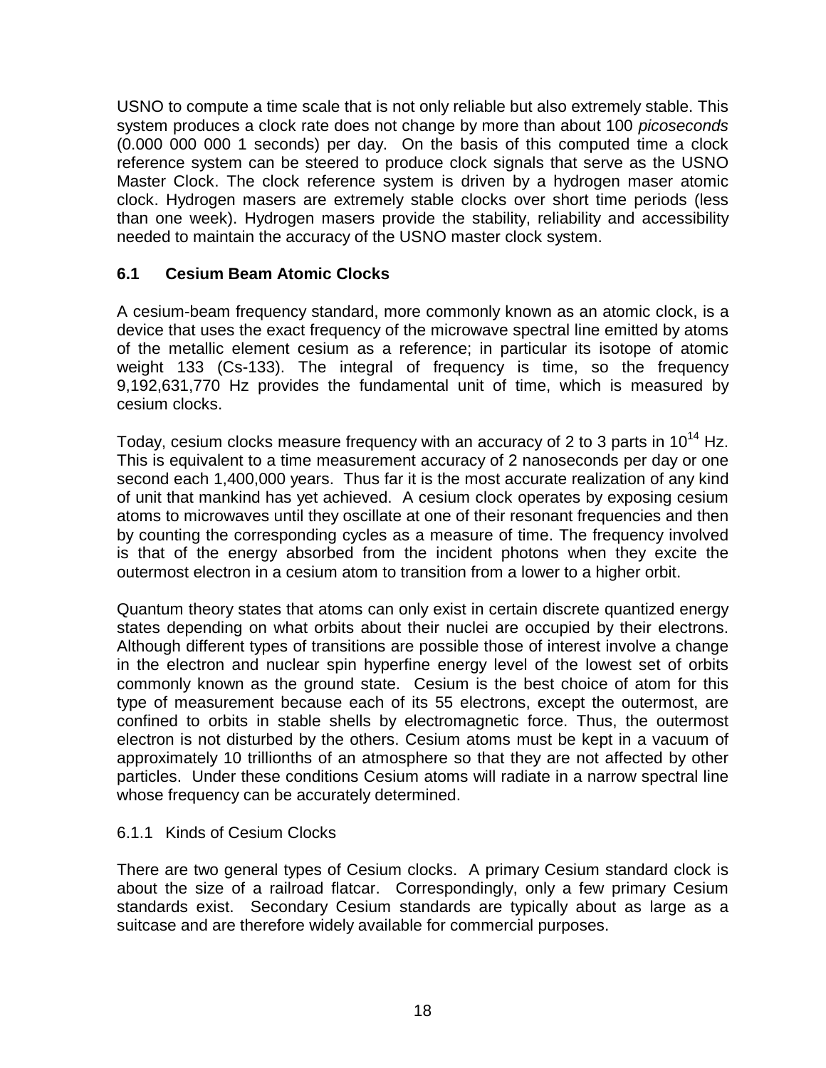USNO to compute a time scale that is not only reliable but also extremely stable. This system produces a clock rate does not change by more than about 100 *picoseconds* (0.000 000 000 1 seconds) per day. On the basis of this computed time a clock reference system can be steered to produce clock signals that serve as the USNO Master Clock. The clock reference system is driven by a hydrogen maser atomic clock. Hydrogen masers are extremely stable clocks over short time periods (less than one week). Hydrogen masers provide the stability, reliability and accessibility needed to maintain the accuracy of the USNO master clock system.

## 6.1 Cesium Beam Atomic Clocks

A cesium-beam frequency standard, more commonly known as an atomic clock, is a device that uses the exact frequency of the microwave spectral line emitted by atoms of the metallic element cesium as a reference; in particular its isotope of atomic weight 133 (Cs-133). The integral of frequency is time, so the frequency 9,192,631,770 Hz provides the fundamental unit of time, which is measured by cesium clocks.

Today, cesium clocks measure frequency with an accuracy of 2 to 3 parts in $10^{14}$ Hz. This is equivalent to a time measurement accuracy of 2 nanoseconds per day or one second each 1,400,000 years. Thus far it is the most accurate realization of any kind of unit that mankind has yet achieved. A cesium clock operates by exposing cesium atoms to microwaves until they oscillate at one of their resonant frequencies and then by counting the corresponding cycles as a measure of time. The frequency involved is that of the energy absorbed from the incident photons when they excite the outermost electron in a cesium atom to transition from a lower to a higher orbit.

Quantum theory states that atoms can only exist in certain discrete quantized energy states depending on what orbits about their nuclei are occupied by their electrons. Although different types of transitions are possible those of interest involve a change in the electron and nuclear spin hyperfine energy level of the lowest set of orbits commonly known as the ground state. Cesium is the best choice of atom for this type of measurement because each of its 55 electrons, except the outermost, are confined to orbits in stable shells by electromagnetic force. Thus, the outermost electron is not disturbed by the others. Cesium atoms must be kept in a vacuum of approximately 10 trillionths of an atmosphere so that they are not affected by other particles. Under these conditions Cesium atoms will radiate in a narrow spectral line whose frequency can be accurately determined.

### 6.1.1 Kinds of Cesium Clocks

There are two general types of Cesium clocks. A primary Cesium standard clock is about the size of a railroad flatcar. Correspondingly, only a few primary Cesium standards exist. Secondary Cesium standards are typically about as large as a suitcase and are therefore widely available for commercial purposes.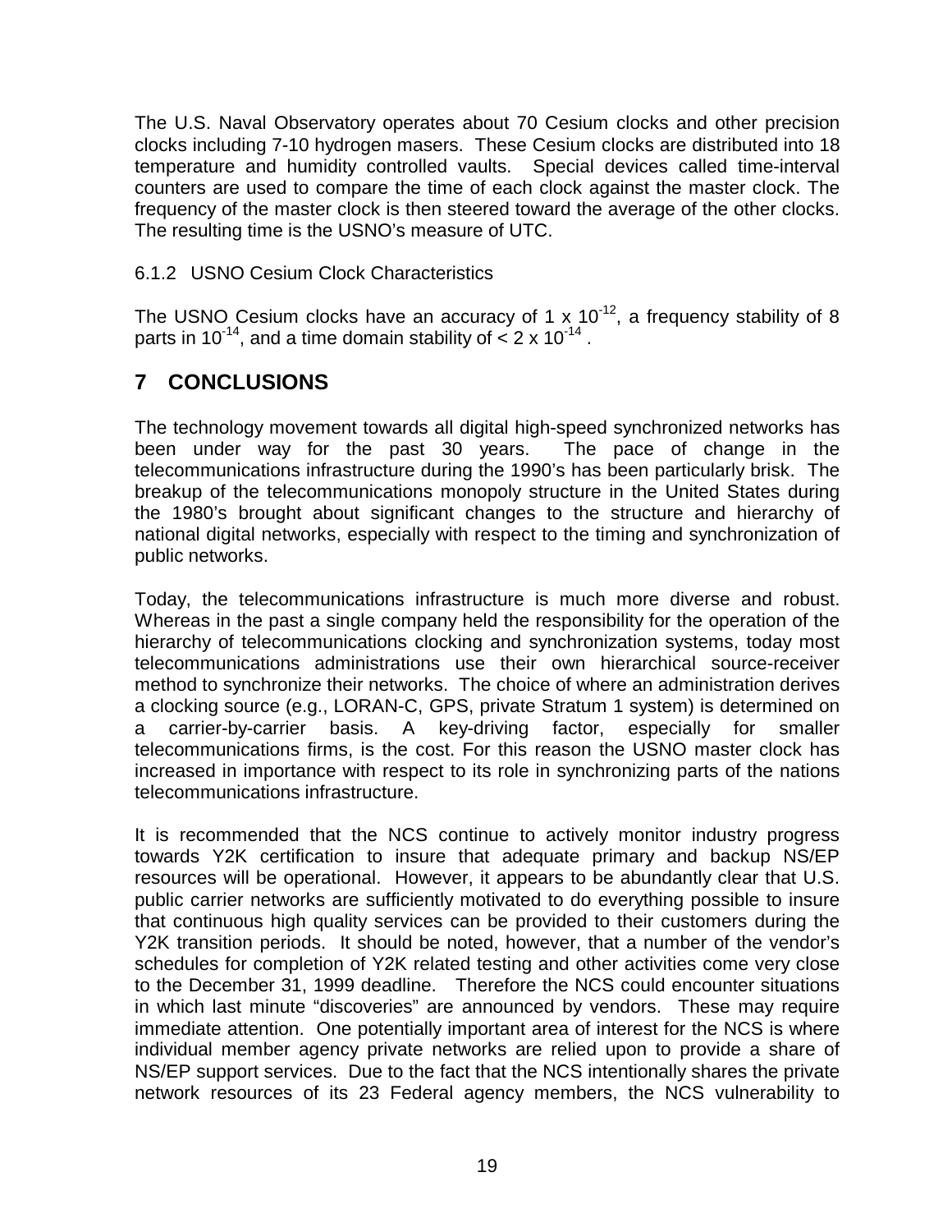The U.S. Naval Observatory operates about 70 Cesium clocks and other precision clocks including 7-10 hydrogen masers. These Cesium clocks are distributed into 18 temperature and humidity controlled vaults. Special devices called time-interval counters are used to compare the time of each clock against the master clock. The frequency of the master clock is then steered toward the average of the other clocks. The resulting time is the USNO's measure of UTC.

### 6.1.2 USNO Cesium Clock Characteristics

The USNO Cesium clocks have an accuracy of $1 \times 10^{-12}$, a frequency stability of 8 parts in $10^{-14}$, and a time domain stability of $< 2 \times 10^{-14}$ .

# 7 CONCLUSIONS

The technology movement towards all digital high-speed synchronized networks has been under way for the past 30 years. The pace of change in the telecommunications infrastructure during the 1990's has been particularly brisk. The breakup of the telecommunications monopoly structure in the United States during the 1980's brought about significant changes to the structure and hierarchy of national digital networks, especially with respect to the timing and synchronization of public networks.

Today, the telecommunications infrastructure is much more diverse and robust. Whereas in the past a single company held the responsibility for the operation of the hierarchy of telecommunications clocking and synchronization systems, today most telecommunications administrations use their own hierarchical source-receiver method to synchronize their networks. The choice of where an administration derives a clocking source (e.g., LORAN-C, GPS, private Stratum 1 system) is determined on a carrier-by-carrier basis. A key-driving factor, especially for smaller telecommunications firms, is the cost. For this reason the USNO master clock has increased in importance with respect to its role in synchronizing parts of the nations telecommunications infrastructure.

It is recommended that the NCS continue to actively monitor industry progress towards Y2K certification to insure that adequate primary and backup NS/EP resources will be operational. However, it appears to be abundantly clear that U.S. public carrier networks are sufficiently motivated to do everything possible to insure that continuous high quality services can be provided to their customers during the Y2K transition periods. It should be noted, however, that a number of the vendor's schedules for completion of Y2K related testing and other activities come very close to the December 31, 1999 deadline. Therefore the NCS could encounter situations in which last minute "discoveries" are announced by vendors. These may require immediate attention. One potentially important area of interest for the NCS is where individual member agency private networks are relied upon to provide a share of NS/EP support services. Due to the fact that the NCS intentionally shares the private network resources of its 23 Federal agency members, the NCS vulnerability to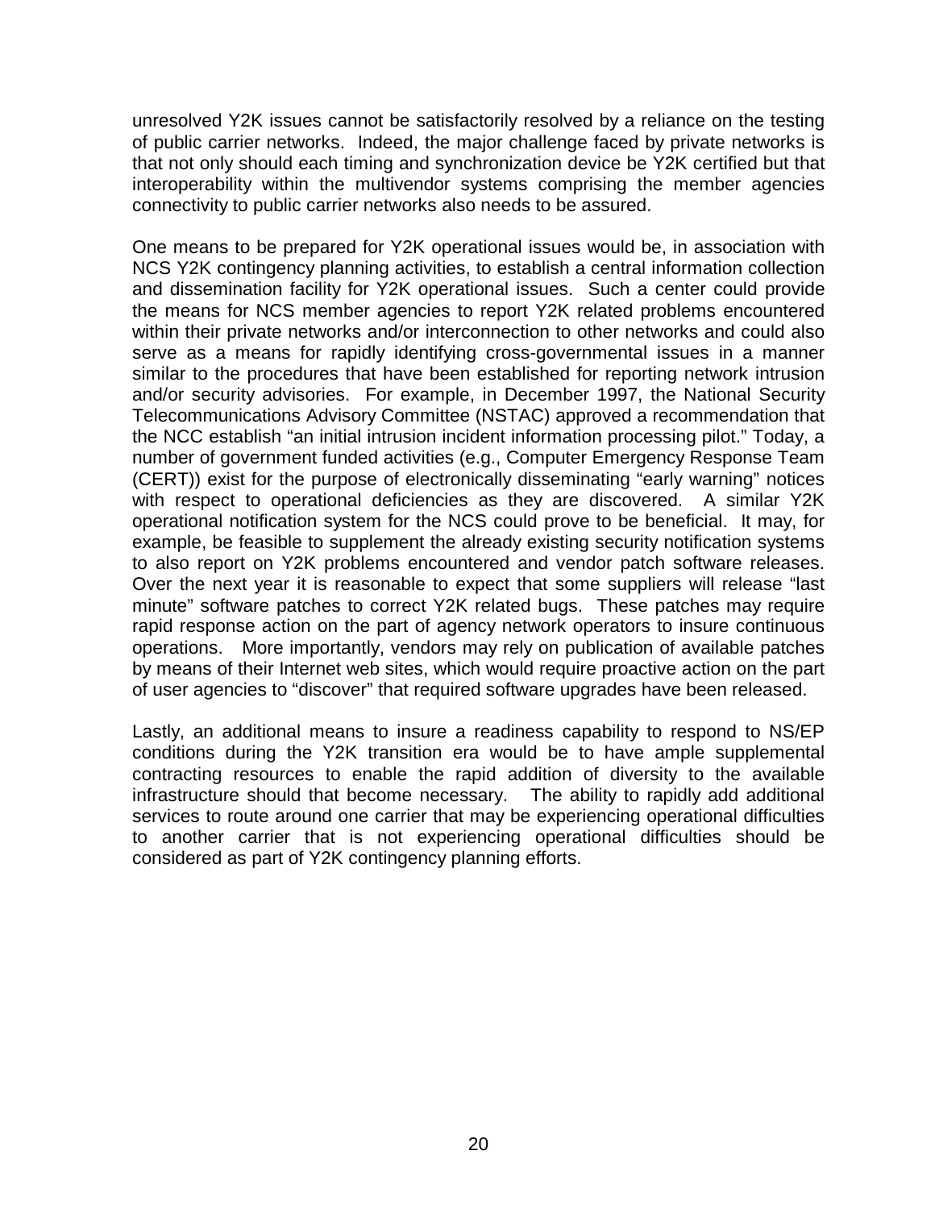unresolved Y2K issues cannot be satisfactorily resolved by a reliance on the testing of public carrier networks. Indeed, the major challenge faced by private networks is that not only should each timing and synchronization device be Y2K certified but that interoperability within the multivendor systems comprising the member agencies connectivity to public carrier networks also needs to be assured.

One means to be prepared for Y2K operational issues would be, in association with NCS Y2K contingency planning activities, to establish a central information collection and dissemination facility for Y2K operational issues. Such a center could provide the means for NCS member agencies to report Y2K related problems encountered within their private networks and/or interconnection to other networks and could also serve as a means for rapidly identifying cross-governmental issues in a manner similar to the procedures that have been established for reporting network intrusion and/or security advisories. For example, in December 1997, the National Security Telecommunications Advisory Committee (NSTAC) approved a recommendation that the NCC establish "an initial intrusion incident information processing pilot." Today, a number of government funded activities (e.g., Computer Emergency Response Team (CERT)) exist for the purpose of electronically disseminating "early warning" notices with respect to operational deficiencies as they are discovered. A similar Y2K operational notification system for the NCS could prove to be beneficial. It may, for example, be feasible to supplement the already existing security notification systems to also report on Y2K problems encountered and vendor patch software releases. Over the next year it is reasonable to expect that some suppliers will release "last minute" software patches to correct Y2K related bugs. These patches may require rapid response action on the part of agency network operators to insure continuous operations. More importantly, vendors may rely on publication of available patches by means of their Internet web sites, which would require proactive action on the part of user agencies to "discover" that required software upgrades have been released.

Lastly, an additional means to insure a readiness capability to respond to NS/EP conditions during the Y2K transition era would be to have ample supplemental contracting resources to enable the rapid addition of diversity to the available infrastructure should that become necessary. The ability to rapidly add additional services to route around one carrier that may be experiencing operational difficulties to another carrier that is not experiencing operational difficulties should be considered as part of Y2K contingency planning efforts.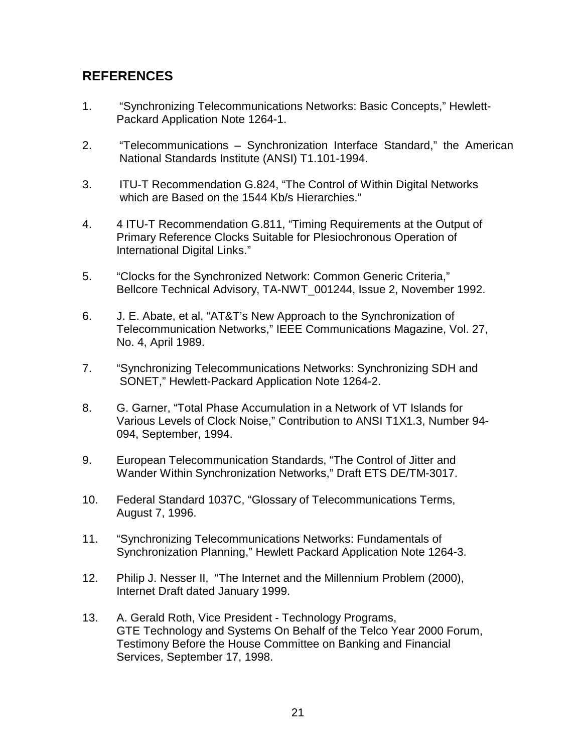## REFERENCES

1. "Synchronizing Telecommunications Networks: Basic Concepts," Hewlett-Packard Application Note 1264-1.

2. "Telecommunications – Synchronization Interface Standard," the American National Standards Institute (ANSI) T1.101-1994.

3. ITU-T Recommendation G.824, "The Control of Within Digital Networks which are Based on the 1544 Kb/s Hierarchies."

4. 4 ITU-T Recommendation G.811, "Timing Requirements at the Output of Primary Reference Clocks Suitable for Plesiochronous Operation of International Digital Links."

5. "Clocks for the Synchronized Network: Common Generic Criteria," Bellcore Technical Advisory, TA-NWT_001244, Issue 2, November 1992.

6. J. E. Abate, et al, "AT&T's New Approach to the Synchronization of Telecommunication Networks," IEEE Communications Magazine, Vol. 27, No. 4, April 1989.

7. "Synchronizing Telecommunications Networks: Synchronizing SDH and SONET," Hewlett-Packard Application Note 1264-2.

8. G. Garner, "Total Phase Accumulation in a Network of VT Islands for Various Levels of Clock Noise," Contribution to ANSI T1X1.3, Number 94-094, September, 1994.

9. European Telecommunication Standards, "The Control of Jitter and Wander Within Synchronization Networks," Draft ETS DE/TM-3017.

10. Federal Standard 1037C, "Glossary of Telecommunications Terms, August 7, 1996.

11. "Synchronizing Telecommunications Networks: Fundamentals of Synchronization Planning," Hewlett Packard Application Note 1264-3.

12. Philip J. Nesser II, "The Internet and the Millennium Problem (2000), Internet Draft dated January 1999.

13. A. Gerald Roth, Vice President - Technology Programs, GTE Technology and Systems On Behalf of the Telco Year 2000 Forum, Testimony Before the House Committee on Banking and Financial Services, September 17, 1998.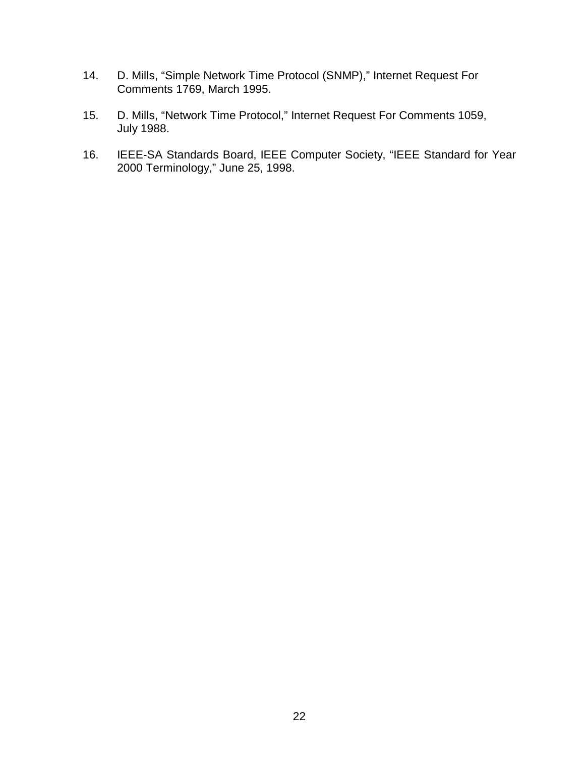14. D. Mills, "Simple Network Time Protocol (SNMP)," Internet Request For Comments 1769, March 1995.

15. D. Mills, "Network Time Protocol," Internet Request For Comments 1059, July 1988.

16. IEEE-SA Standards Board, IEEE Computer Society, "IEEE Standard for Year 2000 Terminology," June 25, 1998.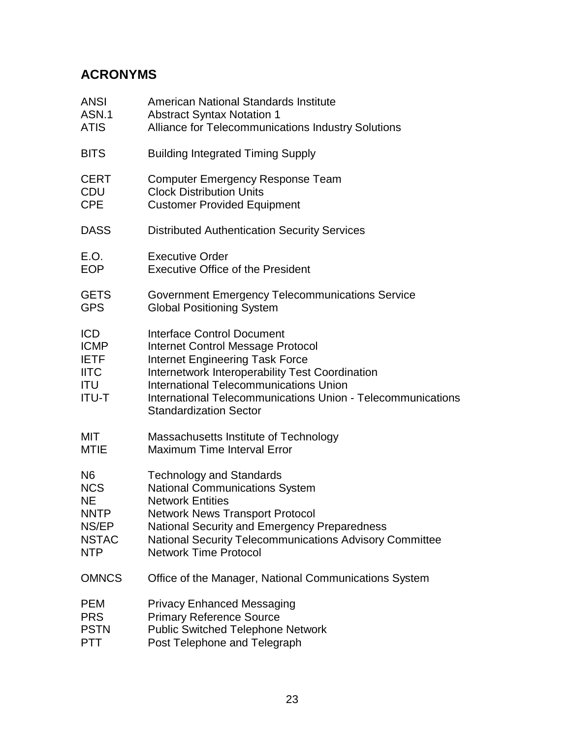## ACRONYMS

| | |
|---|---|
| ANSI | American National Standards Institute |
| ASN.1 | Abstract Syntax Notation 1 |
| ATIS | Alliance for Telecommunications Industry Solutions |
| BITS | Building Integrated Timing Supply |
| CERT | Computer Emergency Response Team |
| CDU | Clock Distribution Units |
| CPE | Customer Provided Equipment |
| DASS | Distributed Authentication Security Services |
| E.O. | Executive Order |
| EOP | Executive Office of the President |
| GETS | Government Emergency Telecommunications Service |
| GPS | Global Positioning System |
| ICD | Interface Control Document |
| ICMP | Internet Control Message Protocol |
| IETF | Internet Engineering Task Force |
| IITC | Internetwork Interoperability Test Coordination |
| ITU | International Telecommunications Union |
| ITU-T | International Telecommunications Union - Telecommunications Standardization Sector |
| MIT | Massachusetts Institute of Technology |
| MTIE | Maximum Time Interval Error |
| N6 | Technology and Standards |
| NCS | National Communications System |
| NE | Network Entities |
| NNTP | Network News Transport Protocol |
| NS/EP | National Security and Emergency Preparedness |
| NSTAC | National Security Telecommunications Advisory Committee |
| NTP | Network Time Protocol |
| OMNCS | Office of the Manager, National Communications System |
| PEM | Privacy Enhanced Messaging |
| PRS | Primary Reference Source |
| PSTN | Public Switched Telephone Network |
| PTT | Post Telephone and Telegraph |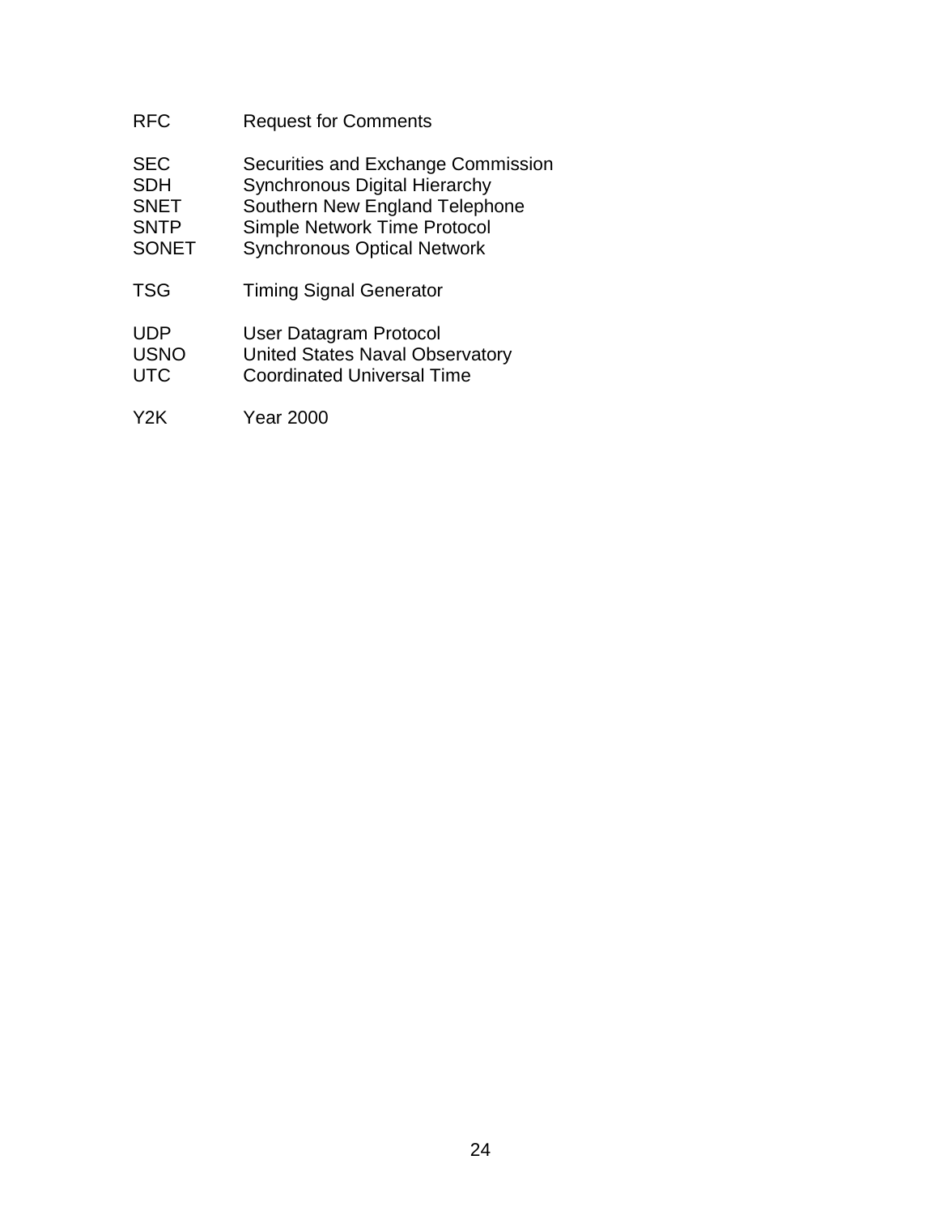| | |
|---|---|
| RFC | Request for Comments |
| | |
| SEC | Securities and Exchange Commission |
| SDH | Synchronous Digital Hierarchy |
| SNET | Southern New England Telephone |
| SNTP | Simple Network Time Protocol |
| SONET | Synchronous Optical Network |
| | |
| TSG | Timing Signal Generator |
| | |
| UDP | User Datagram Protocol |
| USNO | United States Naval Observatory |
| UTC | Coordinated Universal Time |
| | |
| Y2K | Year 2000 |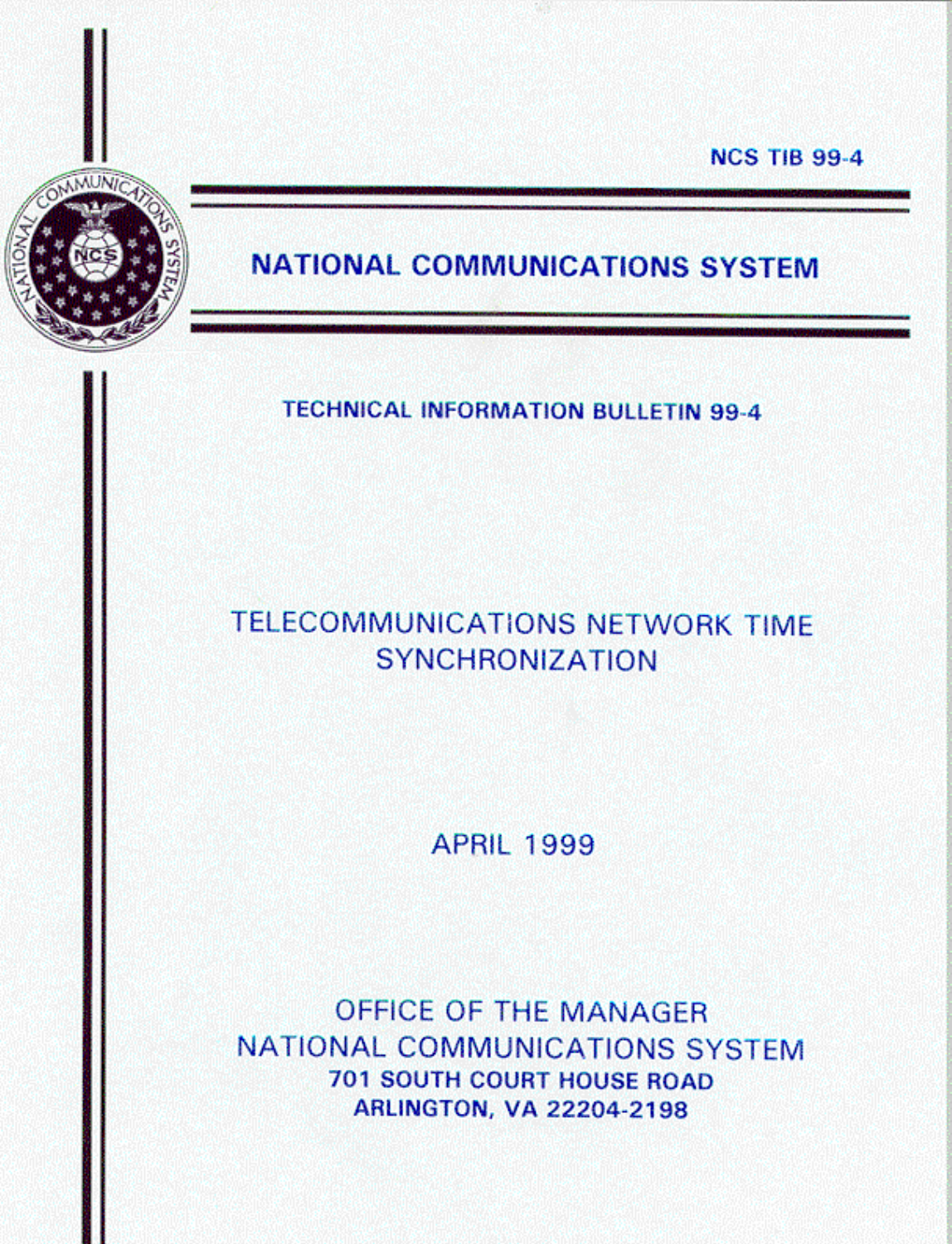NCS TIB 99-4

# NATIONAL COMMUNICATIONS SYSTEM

## TECHNICAL INFORMATION BULLETIN 99-4

# TELECOMMUNICATIONS NETWORK TIME SYNCHRONIZATION

APRIL 1999

OFFICE OF THE MANAGER
NATIONAL COMMUNICATIONS SYSTEM
**701 SOUTH COURT HOUSE ROAD**
**ARLINGTON, VA 22204-2198**